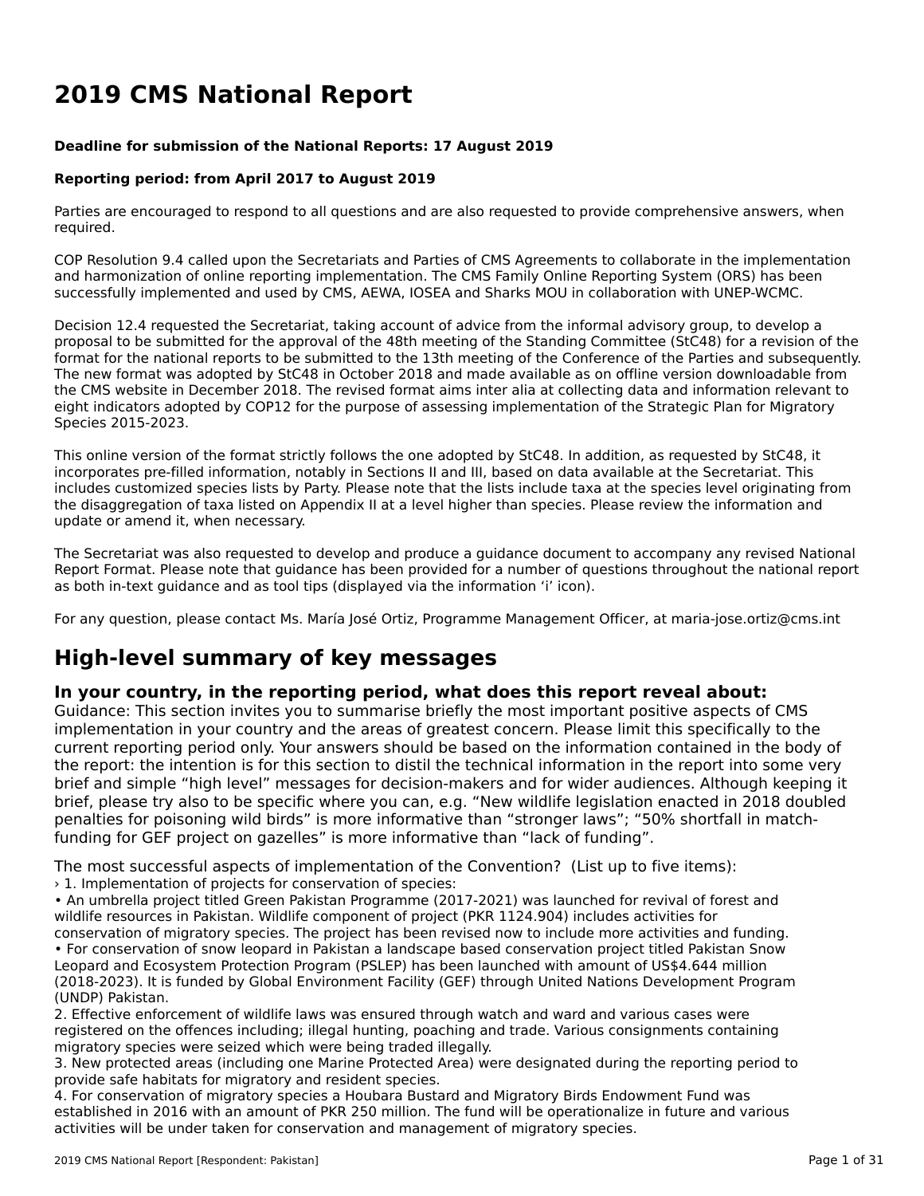# 2019 CMS National Report

**Deadline for submission of the National Reports: 17 August 2019**

**Reporting period: from April 2017 to August 2019**

Parties are encouraged to respond to all questions and are also requested to provide comprehensive answers, when required.

COP Resolution 9.4 called upon the Secretariats and Parties of CMS Agreements to collaborate in the implementation and harmonization of online reporting implementation. The CMS Family Online Reporting System (ORS) has been successfully implemented and used by CMS, AEWA, IOSEA and Sharks MOU in collaboration with UNEP-WCMC.

Decision 12.4 requested the Secretariat, taking account of advice from the informal advisory group, to develop a proposal to be submitted for the approval of the 48th meeting of the Standing Committee (StC48) for a revision of the format for the national reports to be submitted to the 13th meeting of the Conference of the Parties and subsequently. The new format was adopted by StC48 in October 2018 and made available as on offline version downloadable from the CMS website in December 2018. The revised format aims inter alia at collecting data and information relevant to eight indicators adopted by COP12 for the purpose of assessing implementation of the Strategic Plan for Migratory Species 2015-2023.

This online version of the format strictly follows the one adopted by StC48. In addition, as requested by StC48, it incorporates pre-filled information, notably in Sections II and III, based on data available at the Secretariat. This includes customized species lists by Party. Please note that the lists include taxa at the species level originating from the disaggregation of taxa listed on Appendix II at a level higher than species. Please review the information and update or amend it, when necessary.

The Secretariat was also requested to develop and produce a guidance document to accompany any revised National Report Format. Please note that guidance has been provided for a number of questions throughout the national report as both in-text guidance and as tool tips (displayed via the information 'i' icon).

For any question, please contact Ms. María José Ortiz, Programme Management Officer, at maria-jose.ortiz@cms.int

# High-level summary of key messages

## In your country, in the reporting period, what does this report reveal about:

Guidance: This section invites you to summarise briefly the most important positive aspects of CMS implementation in your country and the areas of greatest concern. Please limit this specifically to the current reporting period only. Your answers should be based on the information contained in the body of the report: the intention is for this section to distil the technical information in the report into some very brief and simple "high level" messages for decision-makers and for wider audiences. Although keeping it brief, please try also to be specific where you can, e.g. "New wildlife legislation enacted in 2018 doubled penalties for poisoning wild birds" is more informative than "stronger laws"; "50% shortfall in match-funding for GEF project on gazelles" is more informative than "lack of funding".

The most successful aspects of implementation of the Convention? (List up to five items):

› 1. Implementation of projects for conservation of species:

• An umbrella project titled Green Pakistan Programme (2017-2021) was launched for revival of forest and wildlife resources in Pakistan. Wildlife component of project (PKR 1124.904) includes activities for conservation of migratory species. The project has been revised now to include more activities and funding.

• For conservation of snow leopard in Pakistan a landscape based conservation project titled Pakistan Snow Leopard and Ecosystem Protection Program (PSLEP) has been launched with amount of US$4.644 million (2018-2023). It is funded by Global Environment Facility (GEF) through United Nations Development Program (UNDP) Pakistan.

2. Effective enforcement of wildlife laws was ensured through watch and ward and various cases were registered on the offences including; illegal hunting, poaching and trade. Various consignments containing migratory species were seized which were being traded illegally.

3. New protected areas (including one Marine Protected Area) were designated during the reporting period to provide safe habitats for migratory and resident species.

4. For conservation of migratory species a Houbara Bustard and Migratory Birds Endowment Fund was established in 2016 with an amount of PKR 250 million. The fund will be operationalize in future and various activities will be under taken for conservation and management of migratory species.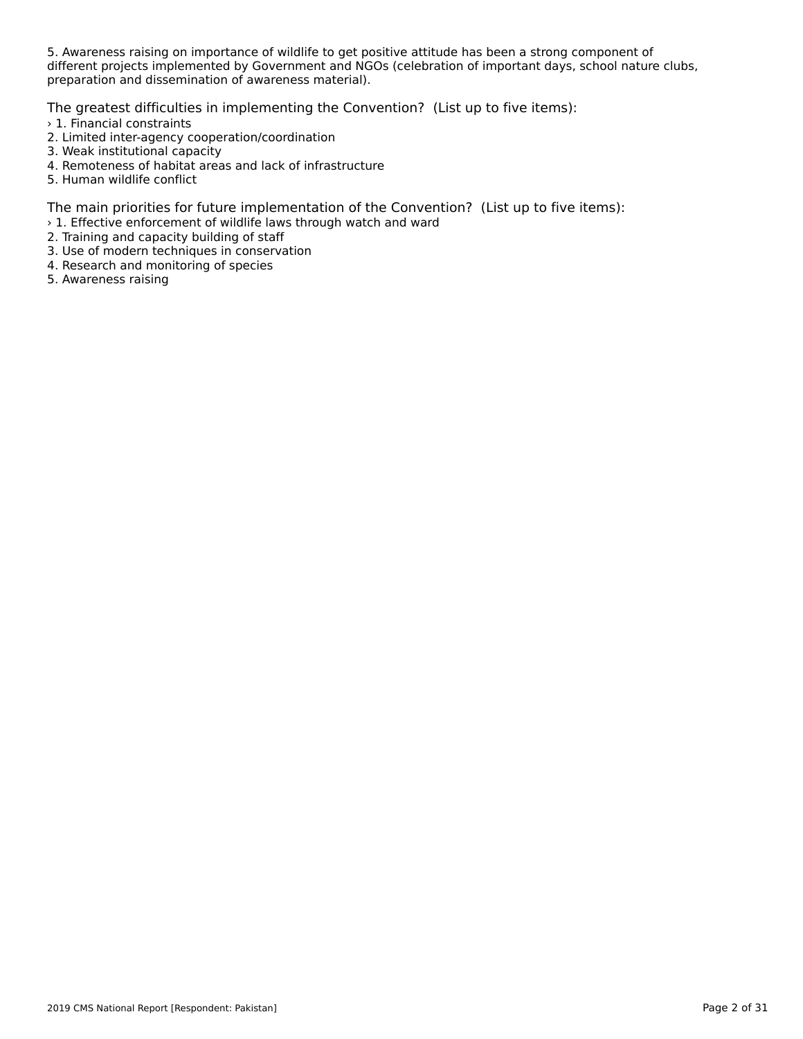5. Awareness raising on importance of wildlife to get positive attitude has been a strong component of different projects implemented by Government and NGOs (celebration of important days, school nature clubs, preparation and dissemination of awareness material).

The greatest difficulties in implementing the Convention? (List up to five items):

› 1. Financial constraints
2. Limited inter-agency cooperation/coordination
3. Weak institutional capacity
4. Remoteness of habitat areas and lack of infrastructure
5. Human wildlife conflict

The main priorities for future implementation of the Convention? (List up to five items):

› 1. Effective enforcement of wildlife laws through watch and ward
2. Training and capacity building of staff
3. Use of modern techniques in conservation
4. Research and monitoring of species
5. Awareness raising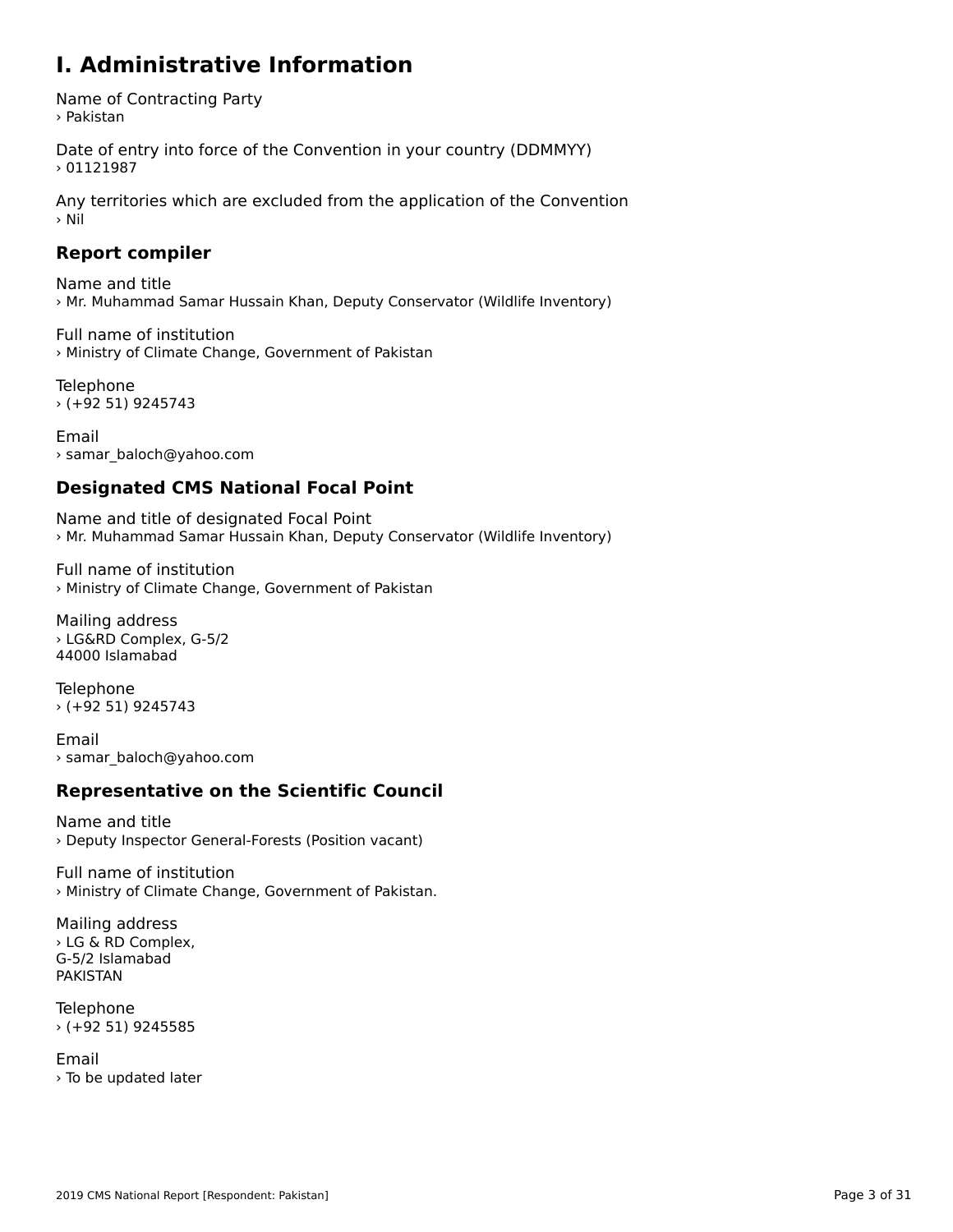# I. Administrative Information

Name of Contracting Party
› Pakistan

Date of entry into force of the Convention in your country (DDMMYY)
› 01121987

Any territories which are excluded from the application of the Convention
› Nil

## Report compiler

Name and title
› Mr. Muhammad Samar Hussain Khan, Deputy Conservator (Wildlife Inventory)

Full name of institution
› Ministry of Climate Change, Government of Pakistan

Telephone
› (+92 51) 9245743

Email
› samar_baloch@yahoo.com

## Designated CMS National Focal Point

Name and title of designated Focal Point
› Mr. Muhammad Samar Hussain Khan, Deputy Conservator (Wildlife Inventory)

Full name of institution
› Ministry of Climate Change, Government of Pakistan

Mailing address
› LG&RD Complex, G-5/2
44000 Islamabad

Telephone
› (+92 51) 9245743

Email
› samar_baloch@yahoo.com

## Representative on the Scientific Council

Name and title
› Deputy Inspector General-Forests (Position vacant)

Full name of institution
› Ministry of Climate Change, Government of Pakistan.

Mailing address
› LG & RD Complex,
G-5/2 Islamabad
PAKISTAN

Telephone
› (+92 51) 9245585

Email
› To be updated later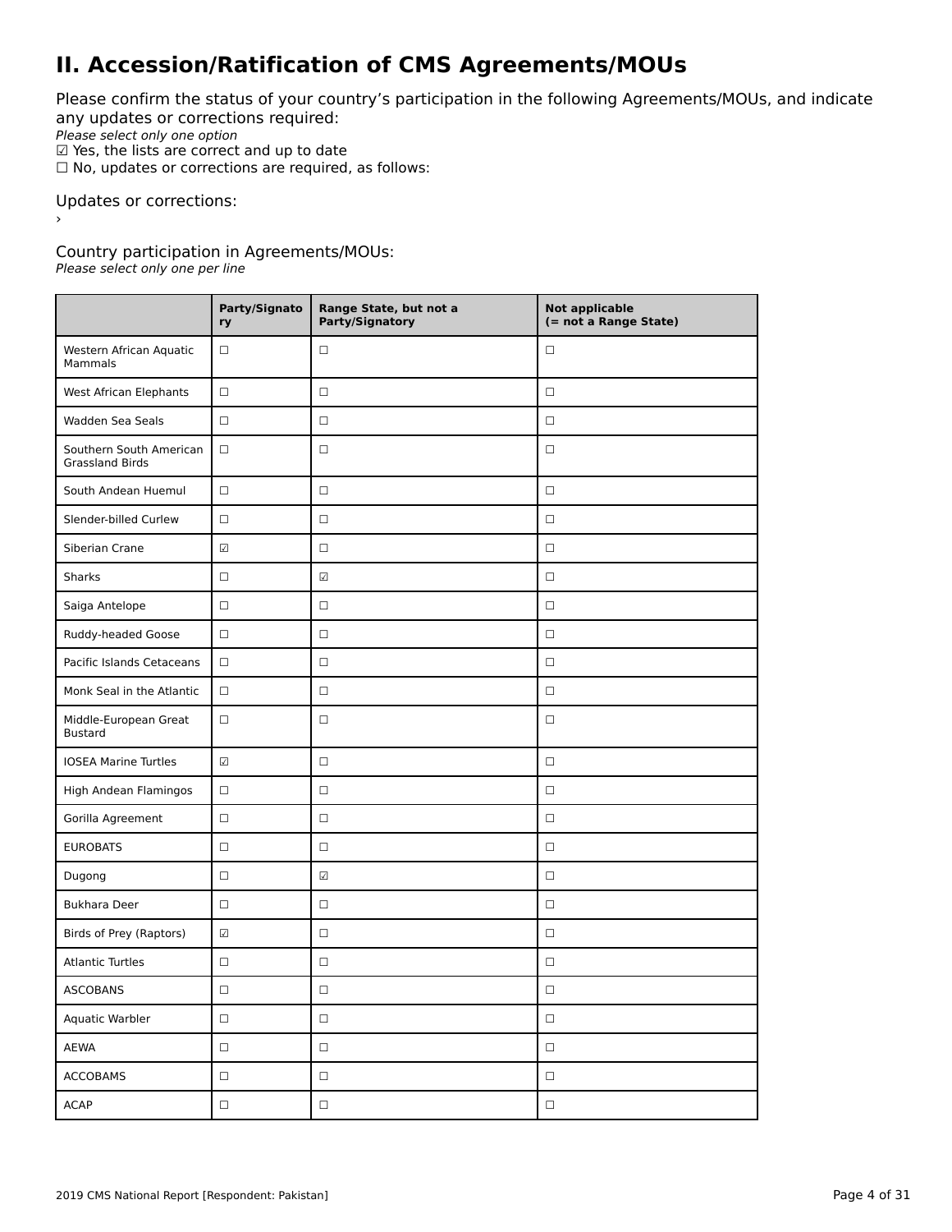## II. Accession/Ratification of CMS Agreements/MOUs

Please confirm the status of your country's participation in the following Agreements/MOUs, and indicate any updates or corrections required:

*Please select only one option*

☑ Yes, the lists are correct and up to date

☐ No, updates or corrections are required, as follows:

Updates or corrections:

›

Country participation in Agreements/MOUs:

*Please select only one per line*

| | Party/Signatory | Range State, but not a Party/Signatory | Not applicable (= not a Range State) |
|---|---|---|---|
| Western African Aquatic Mammals | ☐ | ☐ | ☐ |
| West African Elephants | ☐ | ☐ | ☐ |
| Wadden Sea Seals | ☐ | ☐ | ☐ |
| Southern South American Grassland Birds | ☐ | ☐ | ☐ |
| South Andean Huemul | ☐ | ☐ | ☐ |
| Slender-billed Curlew | ☐ | ☐ | ☐ |
| Siberian Crane | ☑ | ☐ | ☐ |
| Sharks | ☐ | ☑ | ☐ |
| Saiga Antelope | ☐ | ☐ | ☐ |
| Ruddy-headed Goose | ☐ | ☐ | ☐ |
| Pacific Islands Cetaceans | ☐ | ☐ | ☐ |
| Monk Seal in the Atlantic | ☐ | ☐ | ☐ |
| Middle-European Great Bustard | ☐ | ☐ | ☐ |
| IOSEA Marine Turtles | ☑ | ☐ | ☐ |
| High Andean Flamingos | ☐ | ☐ | ☐ |
| Gorilla Agreement | ☐ | ☐ | ☐ |
| EUROBATS | ☐ | ☐ | ☐ |
| Dugong | ☐ | ☑ | ☐ |
| Bukhara Deer | ☐ | ☐ | ☐ |
| Birds of Prey (Raptors) | ☑ | ☐ | ☐ |
| Atlantic Turtles | ☐ | ☐ | ☐ |
| ASCOBANS | ☐ | ☐ | ☐ |
| Aquatic Warbler | ☐ | ☐ | ☐ |
| AEWA | ☐ | ☐ | ☐ |
| ACCOBAMS | ☐ | ☐ | ☐ |
| ACAP | ☐ | ☐ | ☐ |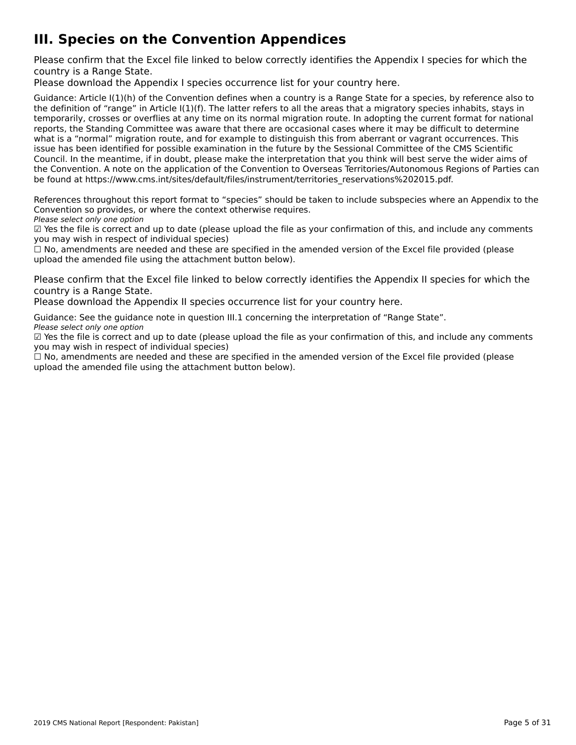# III. Species on the Convention Appendices

Please confirm that the Excel file linked to below correctly identifies the Appendix I species for which the country is a Range State.
Please download the Appendix I species occurrence list for your country here.

Guidance: Article I(1)(h) of the Convention defines when a country is a Range State for a species, by reference also to the definition of "range" in Article I(1)(f). The latter refers to all the areas that a migratory species inhabits, stays in temporarily, crosses or overflies at any time on its normal migration route. In adopting the current format for national reports, the Standing Committee was aware that there are occasional cases where it may be difficult to determine what is a "normal" migration route, and for example to distinguish this from aberrant or vagrant occurrences. This issue has been identified for possible examination in the future by the Sessional Committee of the CMS Scientific Council. In the meantime, if in doubt, please make the interpretation that you think will best serve the wider aims of the Convention. A note on the application of the Convention to Overseas Territories/Autonomous Regions of Parties can be found at https://www.cms.int/sites/default/files/instrument/territories_reservations%202015.pdf.

References throughout this report format to "species" should be taken to include subspecies where an Appendix to the Convention so provides, or where the context otherwise requires.

*Please select only one option*

☑ Yes the file is correct and up to date (please upload the file as your confirmation of this, and include any comments you may wish in respect of individual species)

☐ No, amendments are needed and these are specified in the amended version of the Excel file provided (please upload the amended file using the attachment button below).

Please confirm that the Excel file linked to below correctly identifies the Appendix II species for which the country is a Range State.
Please download the Appendix II species occurrence list for your country here.

Guidance: See the guidance note in question III.1 concerning the interpretation of "Range State".

*Please select only one option*

☑ Yes the file is correct and up to date (please upload the file as your confirmation of this, and include any comments you may wish in respect of individual species)

☐ No, amendments are needed and these are specified in the amended version of the Excel file provided (please upload the amended file using the attachment button below).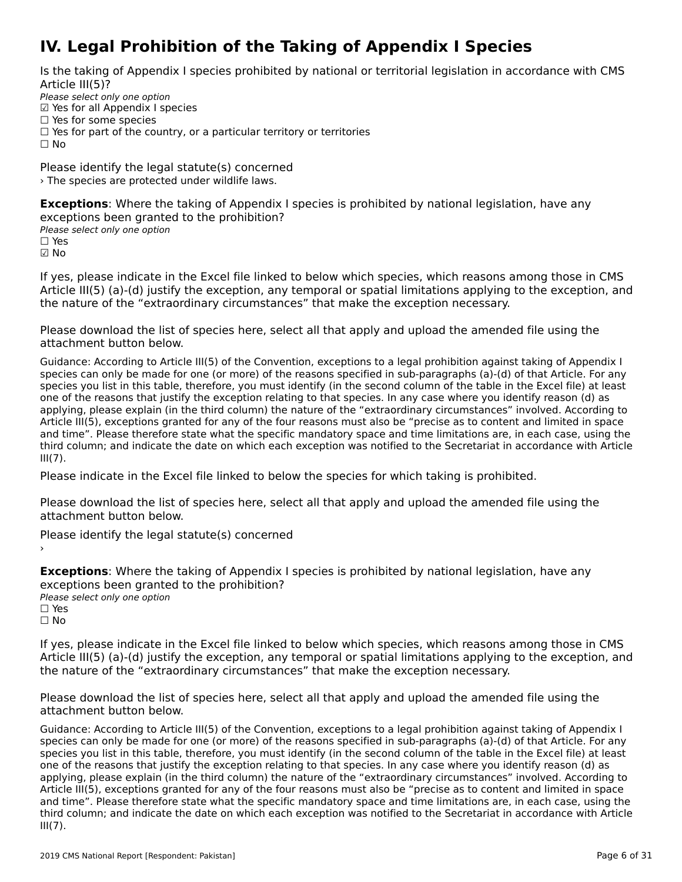# IV. Legal Prohibition of the Taking of Appendix I Species

Is the taking of Appendix I species prohibited by national or territorial legislation in accordance with CMS Article III(5)?

*Please select only one option*

☑ Yes for all Appendix I species
☐ Yes for some species
☐ Yes for part of the country, or a particular territory or territories
☐ No

Please identify the legal statute(s) concerned

› The species are protected under wildlife laws.

**Exceptions**: Where the taking of Appendix I species is prohibited by national legislation, have any exceptions been granted to the prohibition?

*Please select only one option*

☐ Yes
☑ No

If yes, please indicate in the Excel file linked to below which species, which reasons among those in CMS Article III(5) (a)-(d) justify the exception, any temporal or spatial limitations applying to the exception, and the nature of the "extraordinary circumstances" that make the exception necessary.

Please download the list of species here, select all that apply and upload the amended file using the attachment button below.

Guidance: According to Article III(5) of the Convention, exceptions to a legal prohibition against taking of Appendix I species can only be made for one (or more) of the reasons specified in sub-paragraphs (a)-(d) of that Article. For any species you list in this table, therefore, you must identify (in the second column of the table in the Excel file) at least one of the reasons that justify the exception relating to that species. In any case where you identify reason (d) as applying, please explain (in the third column) the nature of the "extraordinary circumstances" involved. According to Article III(5), exceptions granted for any of the four reasons must also be "precise as to content and limited in space and time". Please therefore state what the specific mandatory space and time limitations are, in each case, using the third column; and indicate the date on which each exception was notified to the Secretariat in accordance with Article III(7).

Please indicate in the Excel file linked to below the species for which taking is prohibited.

Please download the list of species here, select all that apply and upload the amended file using the attachment button below.

Please identify the legal statute(s) concerned

›

**Exceptions**: Where the taking of Appendix I species is prohibited by national legislation, have any exceptions been granted to the prohibition?

*Please select only one option*

☐ Yes
☐ No

If yes, please indicate in the Excel file linked to below which species, which reasons among those in CMS Article III(5) (a)-(d) justify the exception, any temporal or spatial limitations applying to the exception, and the nature of the "extraordinary circumstances" that make the exception necessary.

Please download the list of species here, select all that apply and upload the amended file using the attachment button below.

Guidance: According to Article III(5) of the Convention, exceptions to a legal prohibition against taking of Appendix I species can only be made for one (or more) of the reasons specified in sub-paragraphs (a)-(d) of that Article. For any species you list in this table, therefore, you must identify (in the second column of the table in the Excel file) at least one of the reasons that justify the exception relating to that species. In any case where you identify reason (d) as applying, please explain (in the third column) the nature of the "extraordinary circumstances" involved. According to Article III(5), exceptions granted for any of the four reasons must also be "precise as to content and limited in space and time". Please therefore state what the specific mandatory space and time limitations are, in each case, using the third column; and indicate the date on which each exception was notified to the Secretariat in accordance with Article III(7).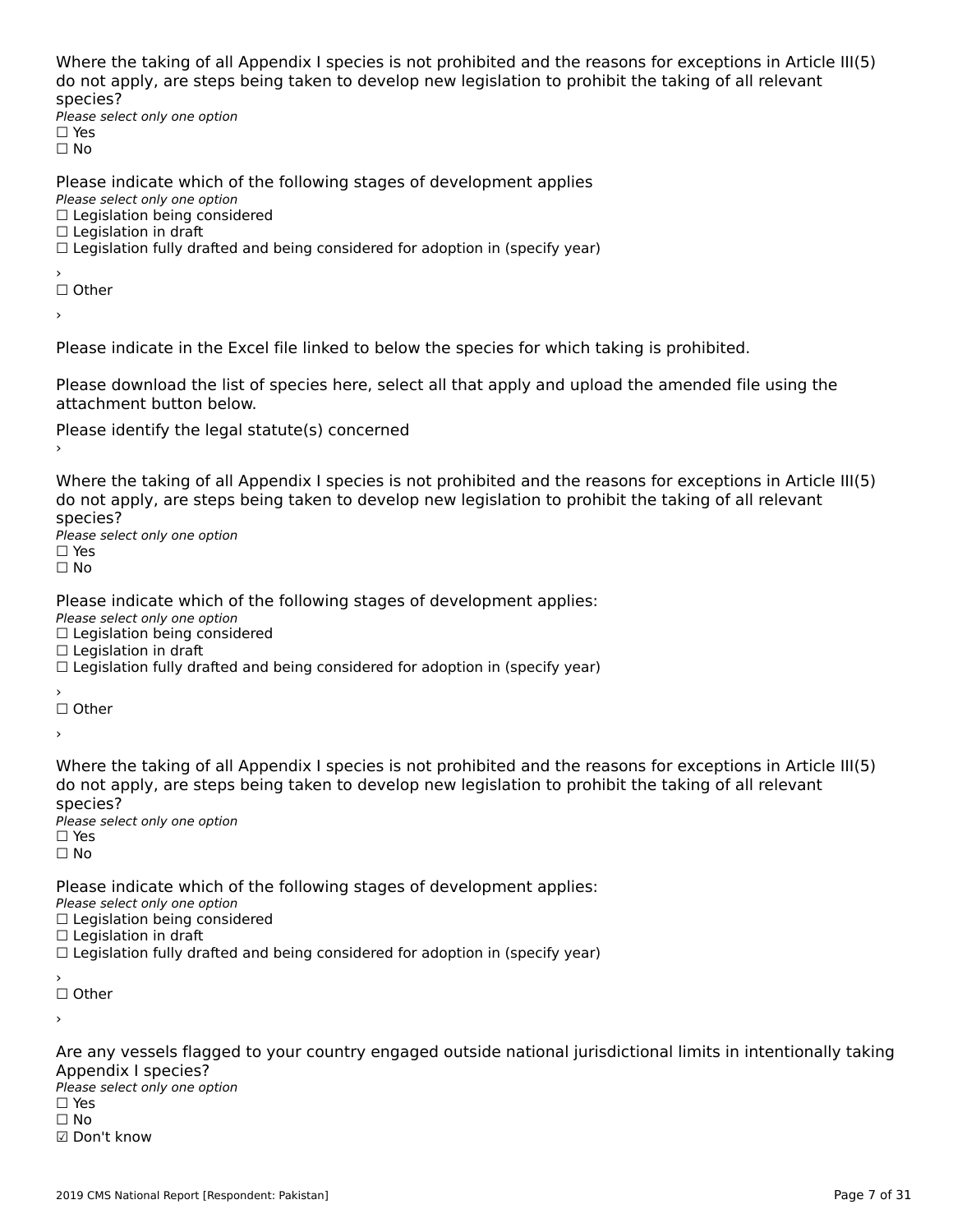Where the taking of all Appendix I species is not prohibited and the reasons for exceptions in Article III(5) do not apply, are steps being taken to develop new legislation to prohibit the taking of all relevant species?

*Please select only one option*

☐ Yes
☐ No

Please indicate which of the following stages of development applies

*Please select only one option*

☐ Legislation being considered
☐ Legislation in draft
☐ Legislation fully drafted and being considered for adoption in (specify year)

›

☐ Other

›

Please indicate in the Excel file linked to below the species for which taking is prohibited.

Please download the list of species here, select all that apply and upload the amended file using the attachment button below.

Please identify the legal statute(s) concerned

›

Where the taking of all Appendix I species is not prohibited and the reasons for exceptions in Article III(5) do not apply, are steps being taken to develop new legislation to prohibit the taking of all relevant species?

*Please select only one option*

☐ Yes
☐ No

Please indicate which of the following stages of development applies:

*Please select only one option*

☐ Legislation being considered
☐ Legislation in draft
☐ Legislation fully drafted and being considered for adoption in (specify year)

›

☐ Other

›

Where the taking of all Appendix I species is not prohibited and the reasons for exceptions in Article III(5) do not apply, are steps being taken to develop new legislation to prohibit the taking of all relevant species?

*Please select only one option*

☐ Yes
☐ No

Please indicate which of the following stages of development applies:

*Please select only one option*

☐ Legislation being considered
☐ Legislation in draft
☐ Legislation fully drafted and being considered for adoption in (specify year)

›

☐ Other

›

Are any vessels flagged to your country engaged outside national jurisdictional limits in intentionally taking Appendix I species?

*Please select only one option*

☐ Yes
☐ No
☑ Don't know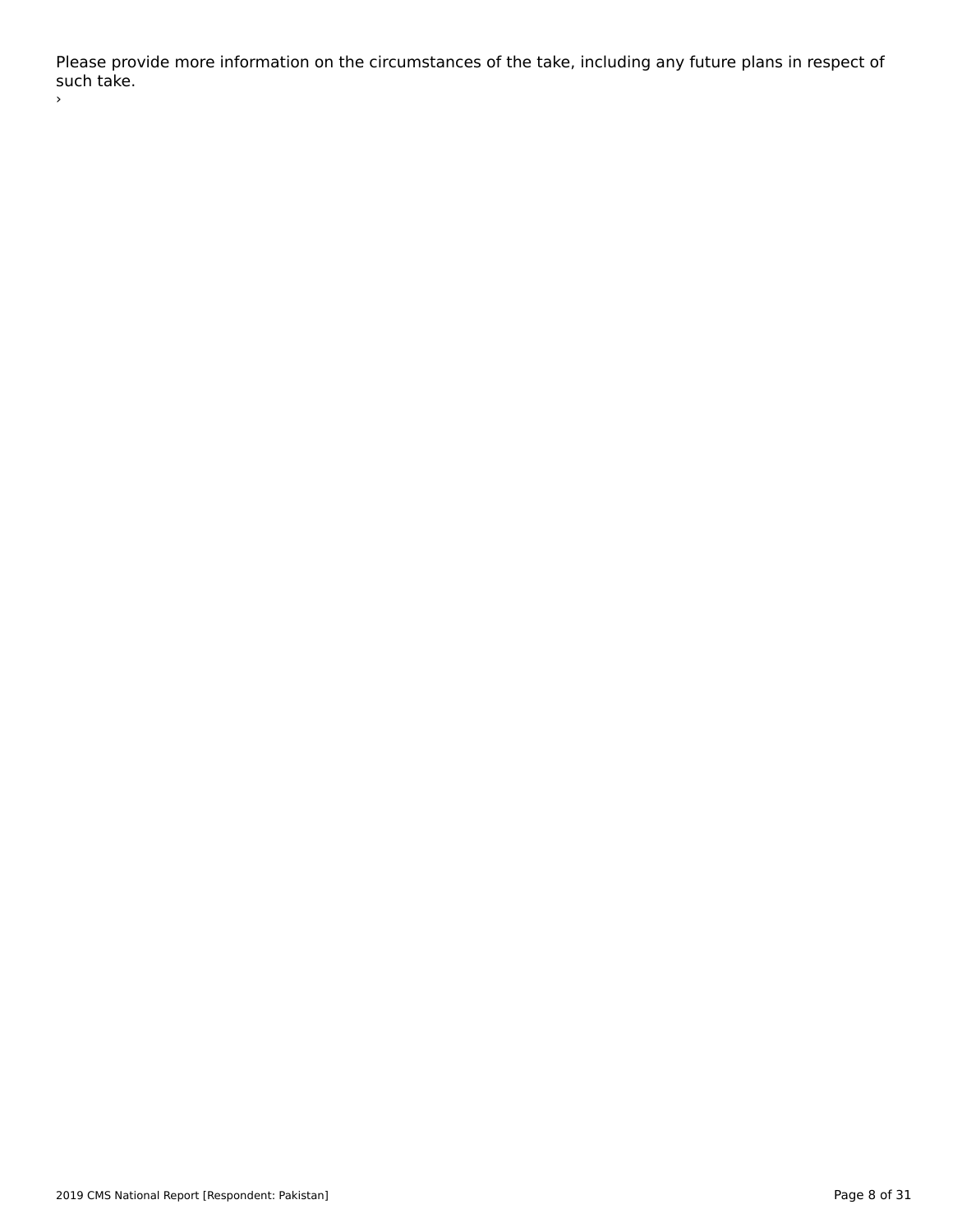Please provide more information on the circumstances of the take, including any future plans in respect of such take.

›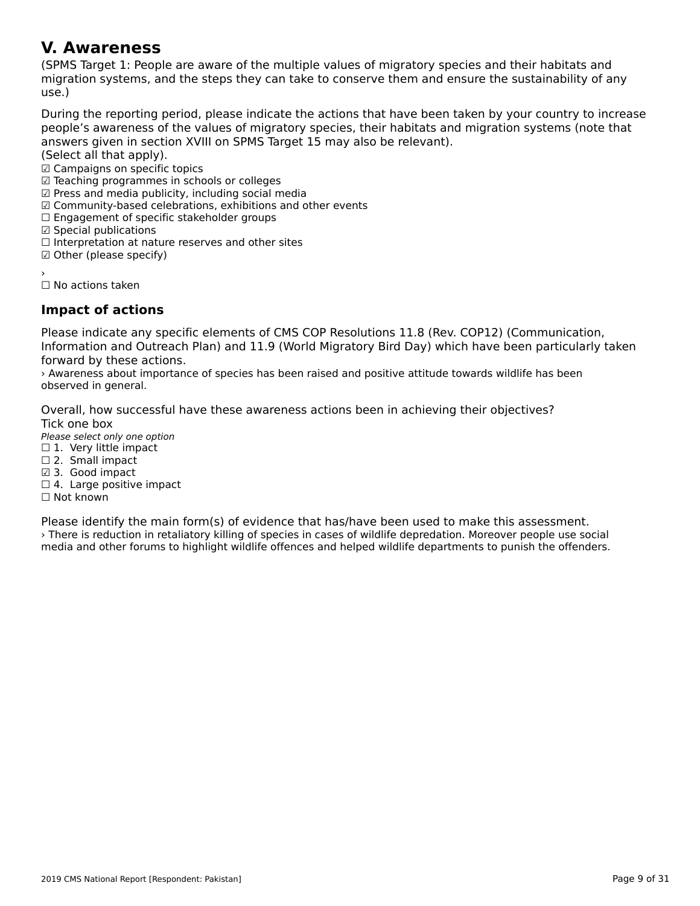# V. Awareness

(SPMS Target 1: People are aware of the multiple values of migratory species and their habitats and migration systems, and the steps they can take to conserve them and ensure the sustainability of any use.)

During the reporting period, please indicate the actions that have been taken by your country to increase people's awareness of the values of migratory species, their habitats and migration systems (note that answers given in section XVIII on SPMS Target 15 may also be relevant).
(Select all that apply).

☑ Campaigns on specific topics
☑ Teaching programmes in schools or colleges
☑ Press and media publicity, including social media
☑ Community-based celebrations, exhibitions and other events
☐ Engagement of specific stakeholder groups
☑ Special publications
☐ Interpretation at nature reserves and other sites
☑ Other (please specify)

›

☐ No actions taken

## Impact of actions

Please indicate any specific elements of CMS COP Resolutions 11.8 (Rev. COP12) (Communication, Information and Outreach Plan) and 11.9 (World Migratory Bird Day) which have been particularly taken forward by these actions.

› Awareness about importance of species has been raised and positive attitude towards wildlife has been observed in general.

Overall, how successful have these awareness actions been in achieving their objectives?
Tick one box

*Please select only one option*

☐ 1. Very little impact
☐ 2. Small impact
☑ 3. Good impact
☐ 4. Large positive impact
☐ Not known

Please identify the main form(s) of evidence that has/have been used to make this assessment.

› There is reduction in retaliatory killing of species in cases of wildlife depredation. Moreover people use social media and other forums to highlight wildlife offences and helped wildlife departments to punish the offenders.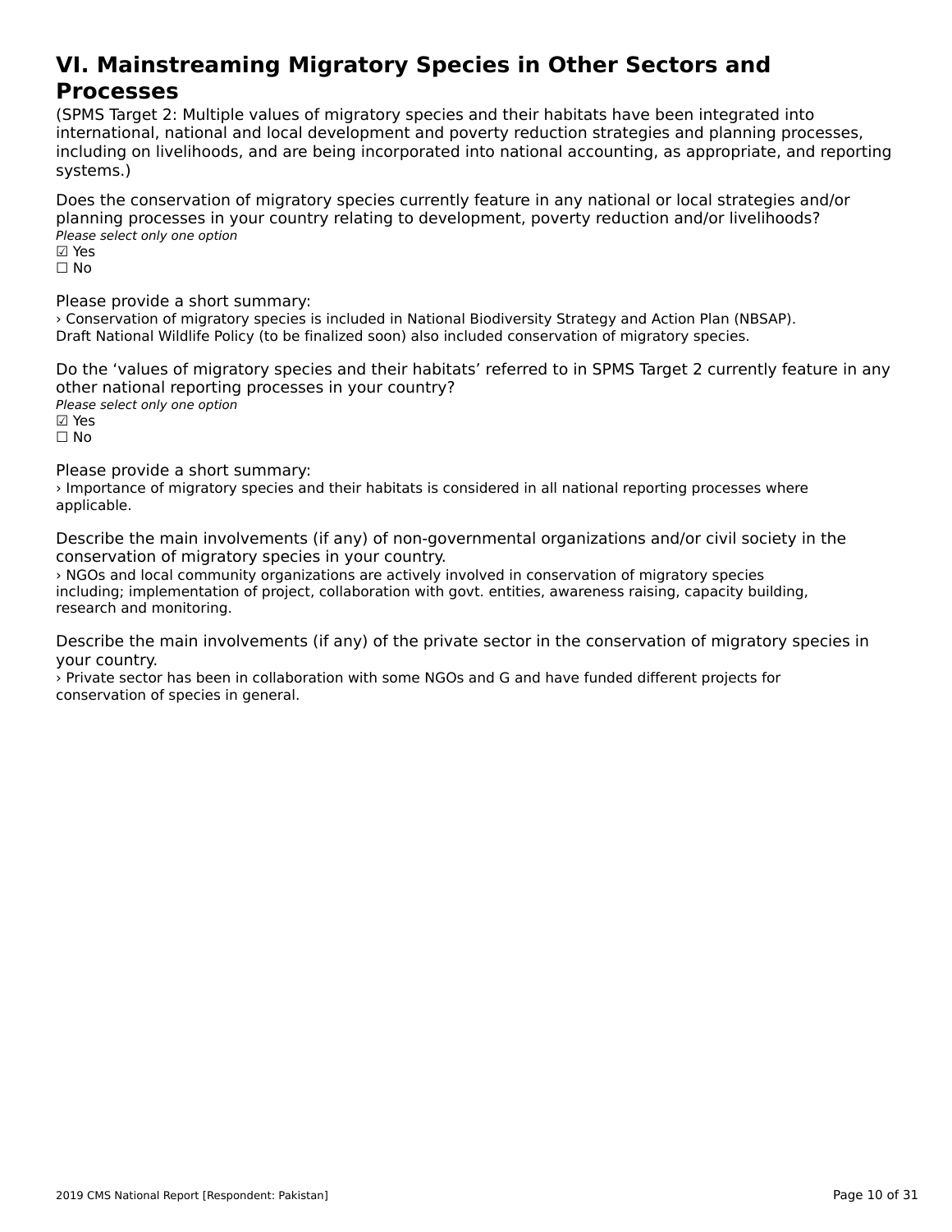# VI. Mainstreaming Migratory Species in Other Sectors and Processes

(SPMS Target 2: Multiple values of migratory species and their habitats have been integrated into international, national and local development and poverty reduction strategies and planning processes, including on livelihoods, and are being incorporated into national accounting, as appropriate, and reporting systems.)

Does the conservation of migratory species currently feature in any national or local strategies and/or planning processes in your country relating to development, poverty reduction and/or livelihoods?

*Please select only one option*

☑ Yes
☐ No

Please provide a short summary:

› Conservation of migratory species is included in National Biodiversity Strategy and Action Plan (NBSAP). Draft National Wildlife Policy (to be finalized soon) also included conservation of migratory species.

Do the 'values of migratory species and their habitats' referred to in SPMS Target 2 currently feature in any other national reporting processes in your country?

*Please select only one option*

☑ Yes
☐ No

Please provide a short summary:

› Importance of migratory species and their habitats is considered in all national reporting processes where applicable.

Describe the main involvements (if any) of non-governmental organizations and/or civil society in the conservation of migratory species in your country.

› NGOs and local community organizations are actively involved in conservation of migratory species including; implementation of project, collaboration with govt. entities, awareness raising, capacity building, research and monitoring.

Describe the main involvements (if any) of the private sector in the conservation of migratory species in your country.

› Private sector has been in collaboration with some NGOs and G and have funded different projects for conservation of species in general.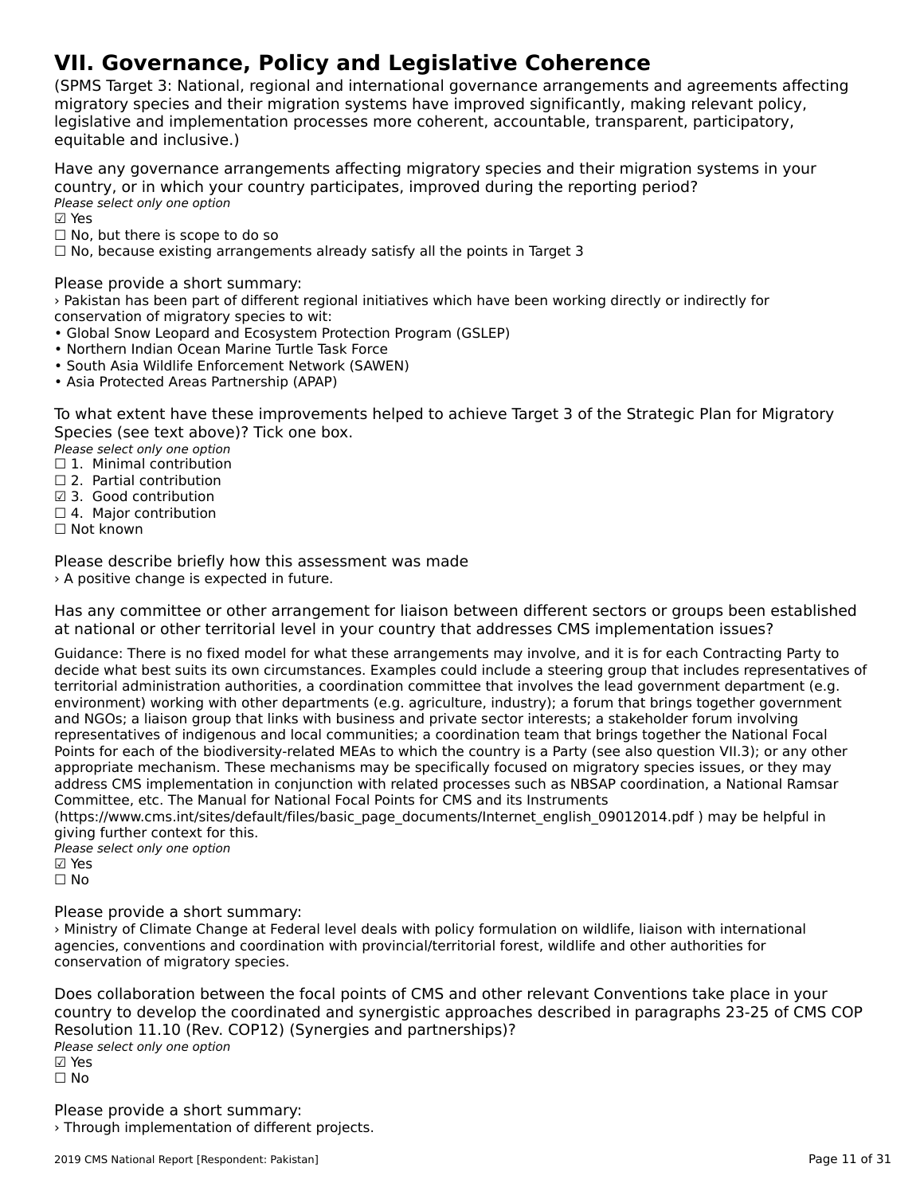# VII. Governance, Policy and Legislative Coherence

(SPMS Target 3: National, regional and international governance arrangements and agreements affecting migratory species and their migration systems have improved significantly, making relevant policy, legislative and implementation processes more coherent, accountable, transparent, participatory, equitable and inclusive.)

Have any governance arrangements affecting migratory species and their migration systems in your country, or in which your country participates, improved during the reporting period?

*Please select only one option*

☑ Yes
☐ No, but there is scope to do so
☐ No, because existing arrangements already satisfy all the points in Target 3

Please provide a short summary:

› Pakistan has been part of different regional initiatives which have been working directly or indirectly for conservation of migratory species to wit:

- Global Snow Leopard and Ecosystem Protection Program (GSLEP)
- Northern Indian Ocean Marine Turtle Task Force
- South Asia Wildlife Enforcement Network (SAWEN)
- Asia Protected Areas Partnership (APAP)

To what extent have these improvements helped to achieve Target 3 of the Strategic Plan for Migratory Species (see text above)? Tick one box.

*Please select only one option*

☐ 1. Minimal contribution
☐ 2. Partial contribution
☑ 3. Good contribution
☐ 4. Major contribution
☐ Not known

Please describe briefly how this assessment was made

› A positive change is expected in future.

Has any committee or other arrangement for liaison between different sectors or groups been established at national or other territorial level in your country that addresses CMS implementation issues?

Guidance: There is no fixed model for what these arrangements may involve, and it is for each Contracting Party to decide what best suits its own circumstances. Examples could include a steering group that includes representatives of territorial administration authorities, a coordination committee that involves the lead government department (e.g. environment) working with other departments (e.g. agriculture, industry); a forum that brings together government and NGOs; a liaison group that links with business and private sector interests; a stakeholder forum involving representatives of indigenous and local communities; a coordination team that brings together the National Focal Points for each of the biodiversity-related MEAs to which the country is a Party (see also question VII.3); or any other appropriate mechanism. These mechanisms may be specifically focused on migratory species issues, or they may address CMS implementation in conjunction with related processes such as NBSAP coordination, a National Ramsar Committee, etc. The Manual for National Focal Points for CMS and its Instruments (https://www.cms.int/sites/default/files/basic_page_documents/Internet_english_09012014.pdf ) may be helpful in giving further context for this.

*Please select only one option*

☑ Yes
☐ No

Please provide a short summary:

› Ministry of Climate Change at Federal level deals with policy formulation on wildlife, liaison with international agencies, conventions and coordination with provincial/territorial forest, wildlife and other authorities for conservation of migratory species.

Does collaboration between the focal points of CMS and other relevant Conventions take place in your country to develop the coordinated and synergistic approaches described in paragraphs 23-25 of CMS COP Resolution 11.10 (Rev. COP12) (Synergies and partnerships)?

*Please select only one option*

☑ Yes
☐ No

Please provide a short summary:

› Through implementation of different projects.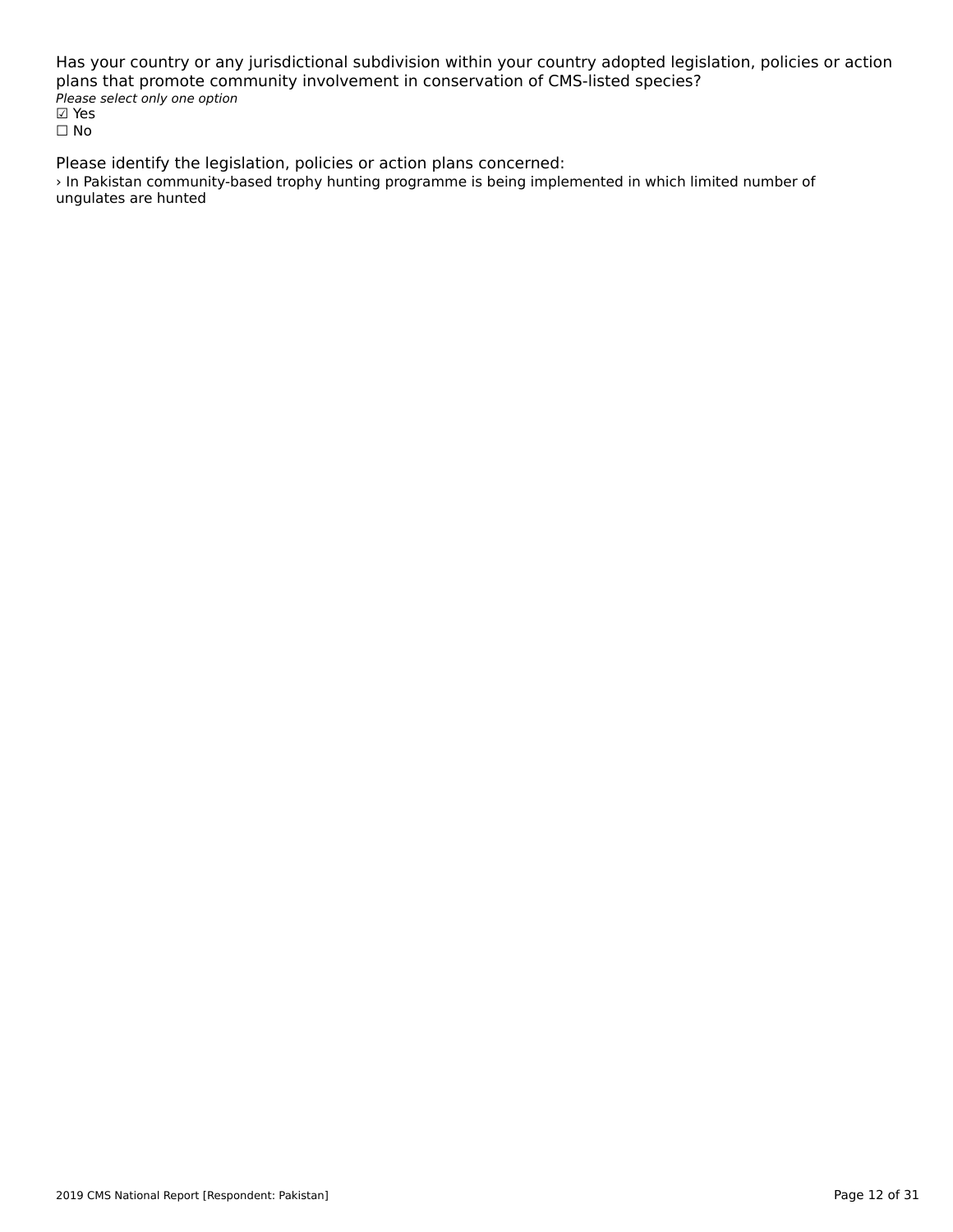Has your country or any jurisdictional subdivision within your country adopted legislation, policies or action plans that promote community involvement in conservation of CMS-listed species?

*Please select only one option*

☑ Yes

☐ No

Please identify the legislation, policies or action plans concerned:

› In Pakistan community-based trophy hunting programme is being implemented in which limited number of ungulates are hunted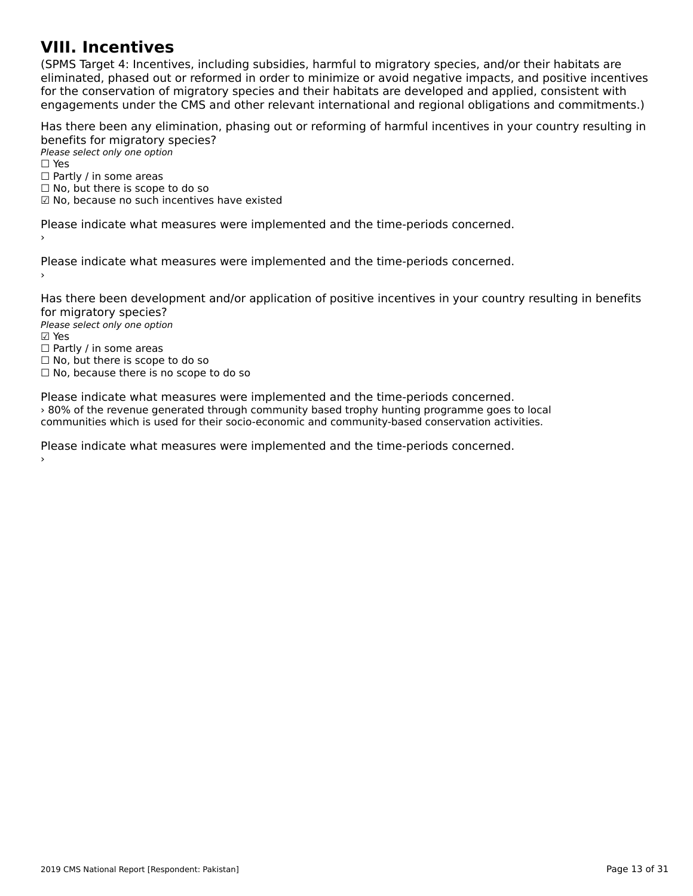## VIII. Incentives

(SPMS Target 4: Incentives, including subsidies, harmful to migratory species, and/or their habitats are eliminated, phased out or reformed in order to minimize or avoid negative impacts, and positive incentives for the conservation of migratory species and their habitats are developed and applied, consistent with engagements under the CMS and other relevant international and regional obligations and commitments.)

Has there been any elimination, phasing out or reforming of harmful incentives in your country resulting in benefits for migratory species?

*Please select only one option*

☐ Yes
☐ Partly / in some areas
☐ No, but there is scope to do so
☑ No, because no such incentives have existed

Please indicate what measures were implemented and the time-periods concerned.

›

Please indicate what measures were implemented and the time-periods concerned.

›

Has there been development and/or application of positive incentives in your country resulting in benefits for migratory species?

*Please select only one option*

☑ Yes
☐ Partly / in some areas
☐ No, but there is scope to do so
☐ No, because there is no scope to do so

Please indicate what measures were implemented and the time-periods concerned.

› 80% of the revenue generated through community based trophy hunting programme goes to local communities which is used for their socio-economic and community-based conservation activities.

Please indicate what measures were implemented and the time-periods concerned.

›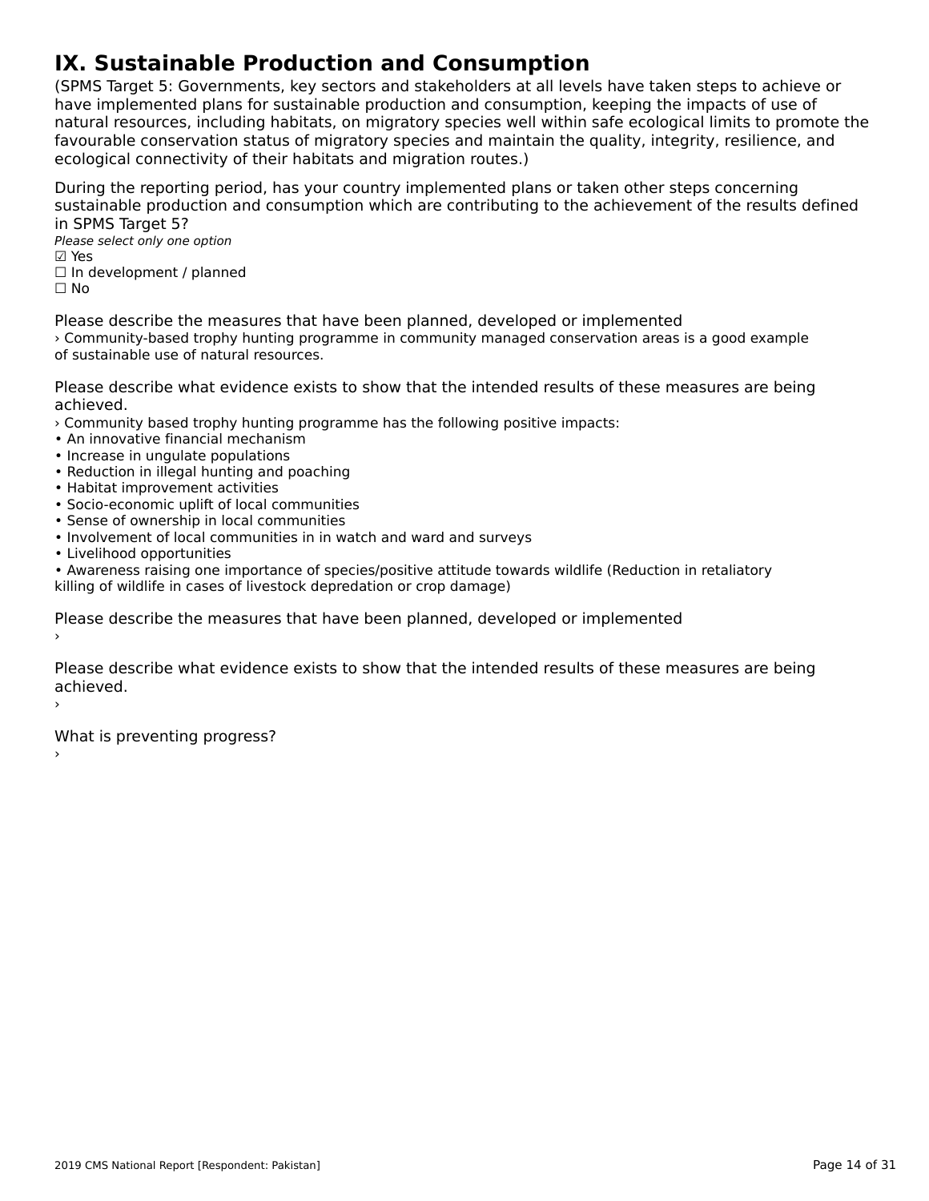# IX. Sustainable Production and Consumption

(SPMS Target 5: Governments, key sectors and stakeholders at all levels have taken steps to achieve or have implemented plans for sustainable production and consumption, keeping the impacts of use of natural resources, including habitats, on migratory species well within safe ecological limits to promote the favourable conservation status of migratory species and maintain the quality, integrity, resilience, and ecological connectivity of their habitats and migration routes.)

During the reporting period, has your country implemented plans or taken other steps concerning sustainable production and consumption which are contributing to the achievement of the results defined in SPMS Target 5?

*Please select only one option*

☑ Yes
☐ In development / planned
☐ No

Please describe the measures that have been planned, developed or implemented

› Community-based trophy hunting programme in community managed conservation areas is a good example of sustainable use of natural resources.

Please describe what evidence exists to show that the intended results of these measures are being achieved.

› Community based trophy hunting programme has the following positive impacts:
• An innovative financial mechanism
• Increase in ungulate populations
• Reduction in illegal hunting and poaching
• Habitat improvement activities
• Socio-economic uplift of local communities
• Sense of ownership in local communities
• Involvement of local communities in in watch and ward and surveys
• Livelihood opportunities
• Awareness raising one importance of species/positive attitude towards wildlife (Reduction in retaliatory killing of wildlife in cases of livestock depredation or crop damage)

Please describe the measures that have been planned, developed or implemented

›

Please describe what evidence exists to show that the intended results of these measures are being achieved.

›

What is preventing progress?

›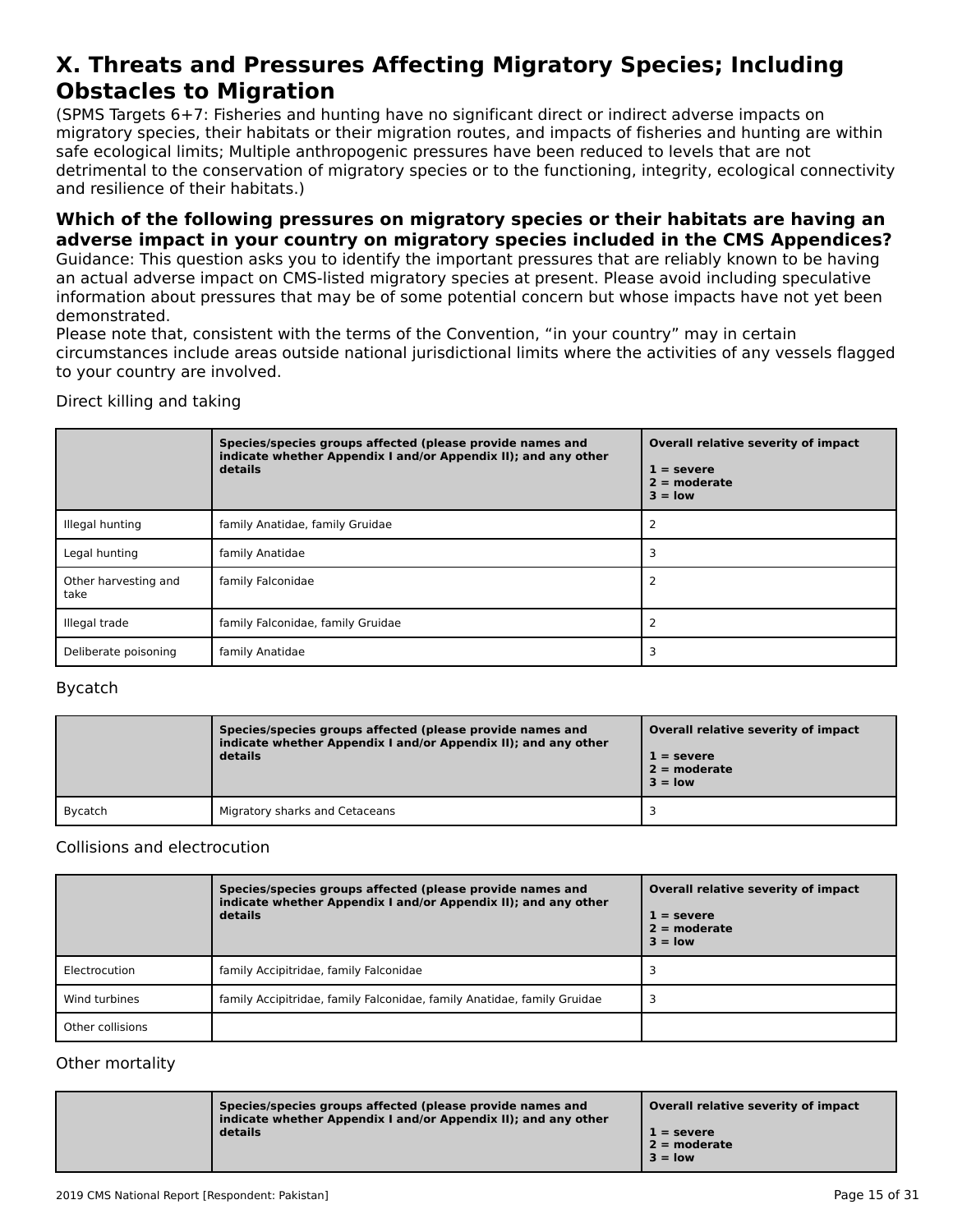# X. Threats and Pressures Affecting Migratory Species; Including Obstacles to Migration

(SPMS Targets 6+7: Fisheries and hunting have no significant direct or indirect adverse impacts on migratory species, their habitats or their migration routes, and impacts of fisheries and hunting are within safe ecological limits; Multiple anthropogenic pressures have been reduced to levels that are not detrimental to the conservation of migratory species or to the functioning, integrity, ecological connectivity and resilience of their habitats.)

### Which of the following pressures on migratory species or their habitats are having an adverse impact in your country on migratory species included in the CMS Appendices?

Guidance: This question asks you to identify the important pressures that are reliably known to be having an actual adverse impact on CMS-listed migratory species at present. Please avoid including speculative information about pressures that may be of some potential concern but whose impacts have not yet been demonstrated.

Please note that, consistent with the terms of the Convention, "in your country" may in certain circumstances include areas outside national jurisdictional limits where the activities of any vessels flagged to your country are involved.

Direct killing and taking

| | **Species/species groups affected (please provide names and indicate whether Appendix I and/or Appendix II); and any other details** | **Overall relative severity of impact**<br>**1 = severe**<br>**2 = moderate**<br>**3 = low** |
|---|---|---|
| Illegal hunting | family Anatidae, family Gruidae | 2 |
| Legal hunting | family Anatidae | 3 |
| Other harvesting and take | family Falconidae | 2 |
| Illegal trade | family Falconidae, family Gruidae | 2 |
| Deliberate poisoning | family Anatidae | 3 |

Bycatch

| | **Species/species groups affected (please provide names and indicate whether Appendix I and/or Appendix II); and any other details** | **Overall relative severity of impact**<br>**1 = severe**<br>**2 = moderate**<br>**3 = low** |
|---|---|---|
| Bycatch | Migratory sharks and Cetaceans | 3 |

Collisions and electrocution

| | **Species/species groups affected (please provide names and indicate whether Appendix I and/or Appendix II); and any other details** | **Overall relative severity of impact**<br>**1 = severe**<br>**2 = moderate**<br>**3 = low** |
|---|---|---|
| Electrocution | family Accipitridae, family Falconidae | 3 |
| Wind turbines | family Accipitridae, family Falconidae, family Anatidae, family Gruidae | 3 |
| Other collisions | | |

Other mortality

| | **Species/species groups affected (please provide names and indicate whether Appendix I and/or Appendix II); and any other details** | **Overall relative severity of impact**<br>**1 = severe**<br>**2 = moderate**<br>**3 = low** |
|---|---|---|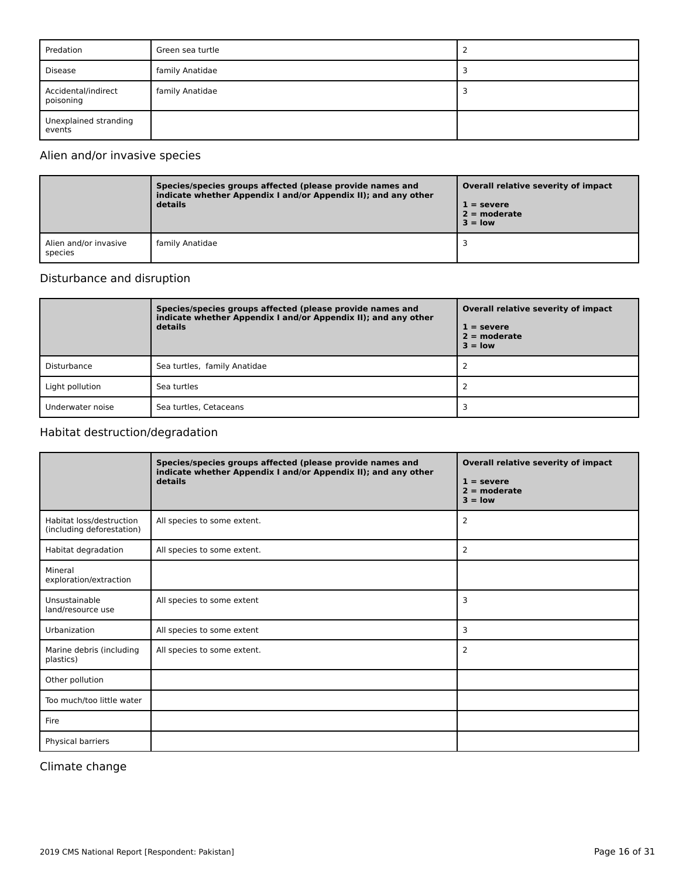| | | |
|---|---|---|
| Predation | Green sea turtle | 2 |
| Disease | family Anatidae | 3 |
| Accidental/indirect poisoning | family Anatidae | 3 |
| Unexplained stranding events | | |

## Alien and/or invasive species

| | Species/species groups affected (please provide names and indicate whether Appendix I and/or Appendix II); and any other details | Overall relative severity of impact<br>1 = severe<br>2 = moderate<br>3 = low |
|---|---|---|
| Alien and/or invasive species | family Anatidae | 3 |

## Disturbance and disruption

| | Species/species groups affected (please provide names and indicate whether Appendix I and/or Appendix II); and any other details | Overall relative severity of impact<br>1 = severe<br>2 = moderate<br>3 = low |
|---|---|---|
| Disturbance | Sea turtles, family Anatidae | 2 |
| Light pollution | Sea turtles | 2 |
| Underwater noise | Sea turtles, Cetaceans | 3 |

## Habitat destruction/degradation

| | Species/species groups affected (please provide names and indicate whether Appendix I and/or Appendix II); and any other details | Overall relative severity of impact<br>1 = severe<br>2 = moderate<br>3 = low |
|---|---|---|
| Habitat loss/destruction (including deforestation) | All species to some extent. | 2 |
| Habitat degradation | All species to some extent. | 2 |
| Mineral exploration/extraction | | |
| Unsustainable land/resource use | All species to some extent | 3 |
| Urbanization | All species to some extent | 3 |
| Marine debris (including plastics) | All species to some extent. | 2 |
| Other pollution | | |
| Too much/too little water | | |
| Fire | | |
| Physical barriers | | |

## Climate change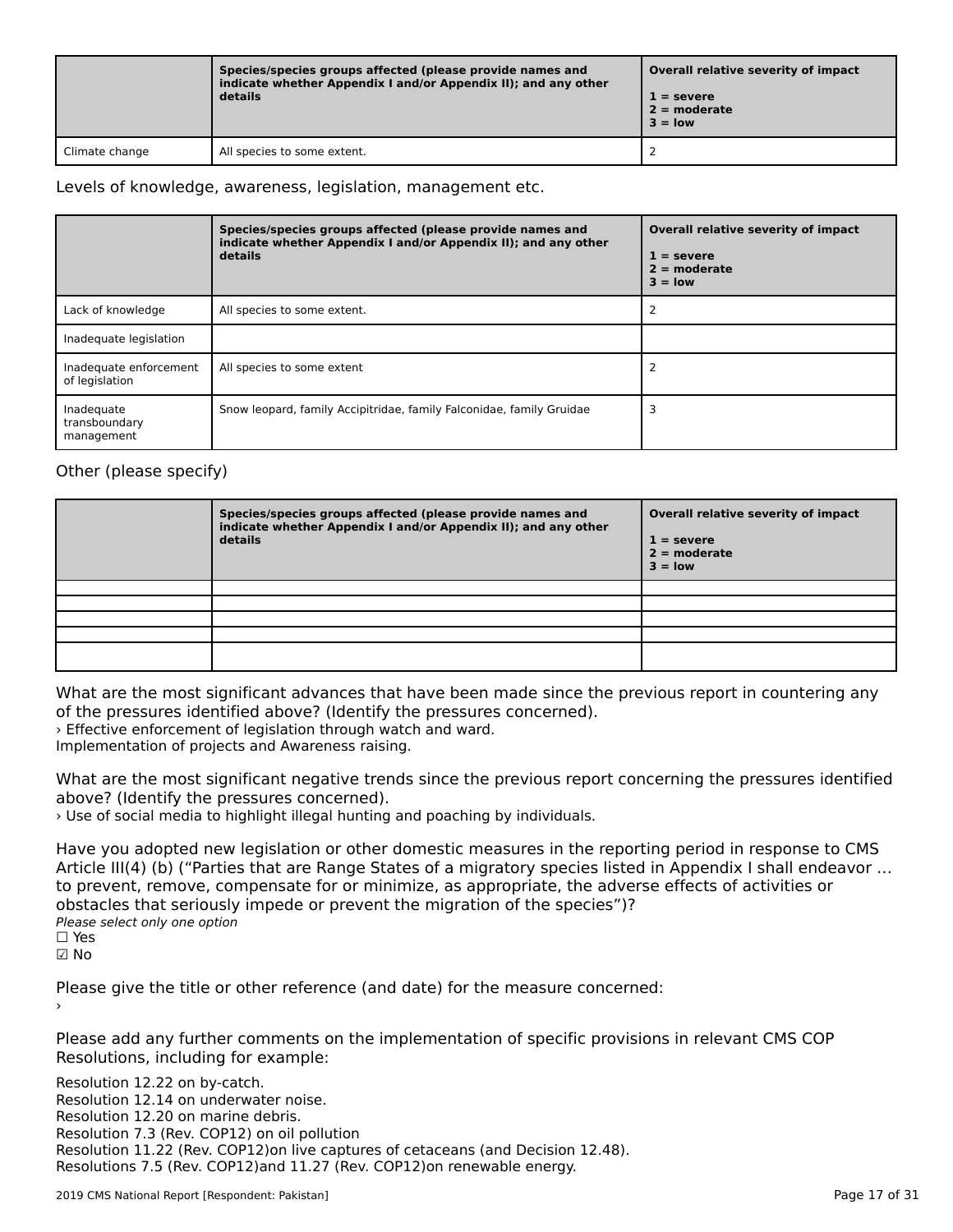| | Species/species groups affected (please provide names and indicate whether Appendix I and/or Appendix II); and any other details | Overall relative severity of impact<br><br>1 = severe<br>2 = moderate<br>3 = low |
|---|---|---|
| Climate change | All species to some extent. | 2 |

Levels of knowledge, awareness, legislation, management etc.

| | Species/species groups affected (please provide names and indicate whether Appendix I and/or Appendix II); and any other details | Overall relative severity of impact<br><br>1 = severe<br>2 = moderate<br>3 = low |
|---|---|---|
| Lack of knowledge | All species to some extent. | 2 |
| Inadequate legislation | | |
| Inadequate enforcement of legislation | All species to some extent | 2 |
| Inadequate transboundary management | Snow leopard, family Accipitridae, family Falconidae, family Gruidae | 3 |

Other (please specify)

| | Species/species groups affected (please provide names and indicate whether Appendix I and/or Appendix II); and any other details | Overall relative severity of impact<br><br>1 = severe<br>2 = moderate<br>3 = low |
|---|---|---|
| | | |
| | | |
| | | |
| | | |
| | | |

What are the most significant advances that have been made since the previous report in countering any of the pressures identified above? (Identify the pressures concerned).

› Effective enforcement of legislation through watch and ward.
Implementation of projects and Awareness raising.

What are the most significant negative trends since the previous report concerning the pressures identified above? (Identify the pressures concerned).

› Use of social media to highlight illegal hunting and poaching by individuals.

Have you adopted new legislation or other domestic measures in the reporting period in response to CMS Article III(4) (b) ("Parties that are Range States of a migratory species listed in Appendix I shall endeavor … to prevent, remove, compensate for or minimize, as appropriate, the adverse effects of activities or obstacles that seriously impede or prevent the migration of the species")?

*Please select only one option*

☐ Yes
☑ No

Please give the title or other reference (and date) for the measure concerned:

›

Please add any further comments on the implementation of specific provisions in relevant CMS COP Resolutions, including for example:

Resolution 12.22 on by-catch.
Resolution 12.14 on underwater noise.
Resolution 12.20 on marine debris.
Resolution 7.3 (Rev. COP12) on oil pollution
Resolution 11.22 (Rev. COP12)on live captures of cetaceans (and Decision 12.48).
Resolutions 7.5 (Rev. COP12)and 11.27 (Rev. COP12)on renewable energy.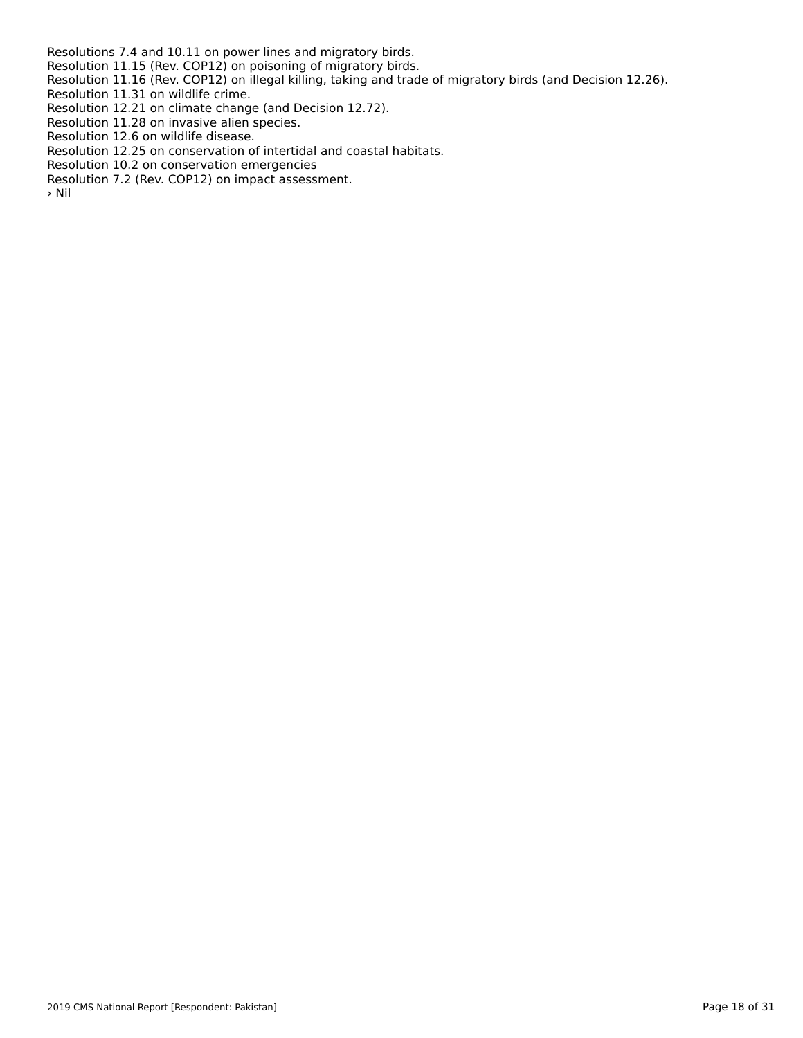Resolutions 7.4 and 10.11 on power lines and migratory birds.
Resolution 11.15 (Rev. COP12) on poisoning of migratory birds.
Resolution 11.16 (Rev. COP12) on illegal killing, taking and trade of migratory birds (and Decision 12.26).
Resolution 11.31 on wildlife crime.
Resolution 12.21 on climate change (and Decision 12.72).
Resolution 11.28 on invasive alien species.
Resolution 12.6 on wildlife disease.
Resolution 12.25 on conservation of intertidal and coastal habitats.
Resolution 10.2 on conservation emergencies
Resolution 7.2 (Rev. COP12) on impact assessment.
› Nil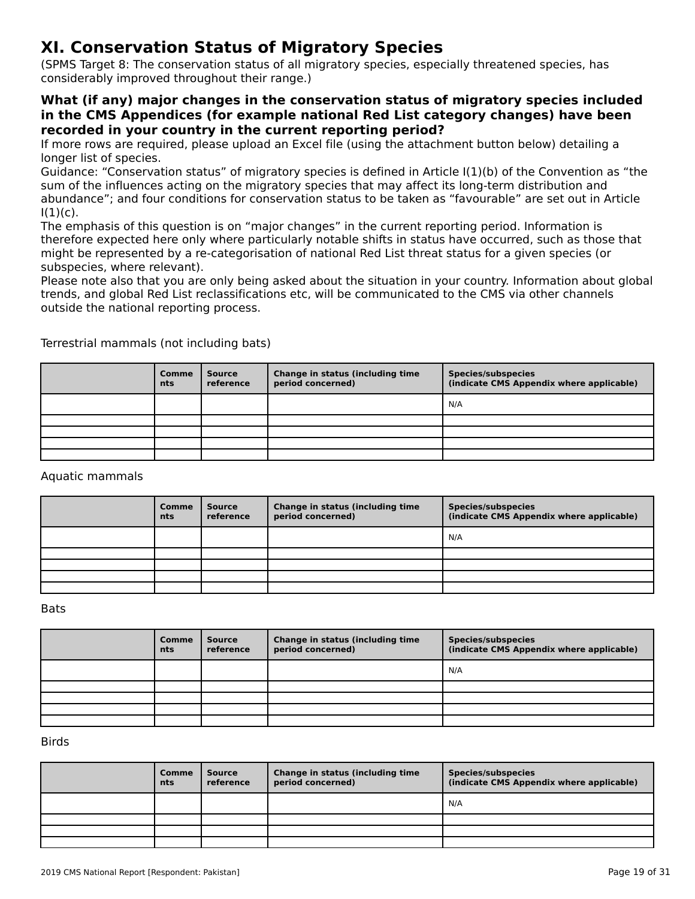# XI. Conservation Status of Migratory Species

(SPMS Target 8: The conservation status of all migratory species, especially threatened species, has considerably improved throughout their range.)

### What (if any) major changes in the conservation status of migratory species included in the CMS Appendices (for example national Red List category changes) have been recorded in your country in the current reporting period?

If more rows are required, please upload an Excel file (using the attachment button below) detailing a longer list of species.

Guidance: "Conservation status" of migratory species is defined in Article I(1)(b) of the Convention as "the sum of the influences acting on the migratory species that may affect its long-term distribution and abundance"; and four conditions for conservation status to be taken as "favourable" are set out in Article I(1)(c).

The emphasis of this question is on "major changes" in the current reporting period. Information is therefore expected here only where particularly notable shifts in status have occurred, such as those that might be represented by a re-categorisation of national Red List threat status for a given species (or subspecies, where relevant).

Please note also that you are only being asked about the situation in your country. Information about global trends, and global Red List reclassifications etc, will be communicated to the CMS via other channels outside the national reporting process.

Terrestrial mammals (not including bats)

| | Comments | Source reference | Change in status (including time period concerned) | Species/subspecies (indicate CMS Appendix where applicable) |
|---|---|---|---|---|
| | | | | N/A |
| | | | | |
| | | | | |
| | | | | |
| | | | | |

Aquatic mammals

| | Comments | Source reference | Change in status (including time period concerned) | Species/subspecies (indicate CMS Appendix where applicable) |
|---|---|---|---|---|
| | | | | N/A |
| | | | | |
| | | | | |
| | | | | |
| | | | | |

Bats

| | Comments | Source reference | Change in status (including time period concerned) | Species/subspecies (indicate CMS Appendix where applicable) |
|---|---|---|---|---|
| | | | | N/A |
| | | | | |
| | | | | |
| | | | | |
| | | | | |

Birds

| | Comments | Source reference | Change in status (including time period concerned) | Species/subspecies (indicate CMS Appendix where applicable) |
|---|---|---|---|---|
| | | | | N/A |
| | | | | |
| | | | | |
| | | | | |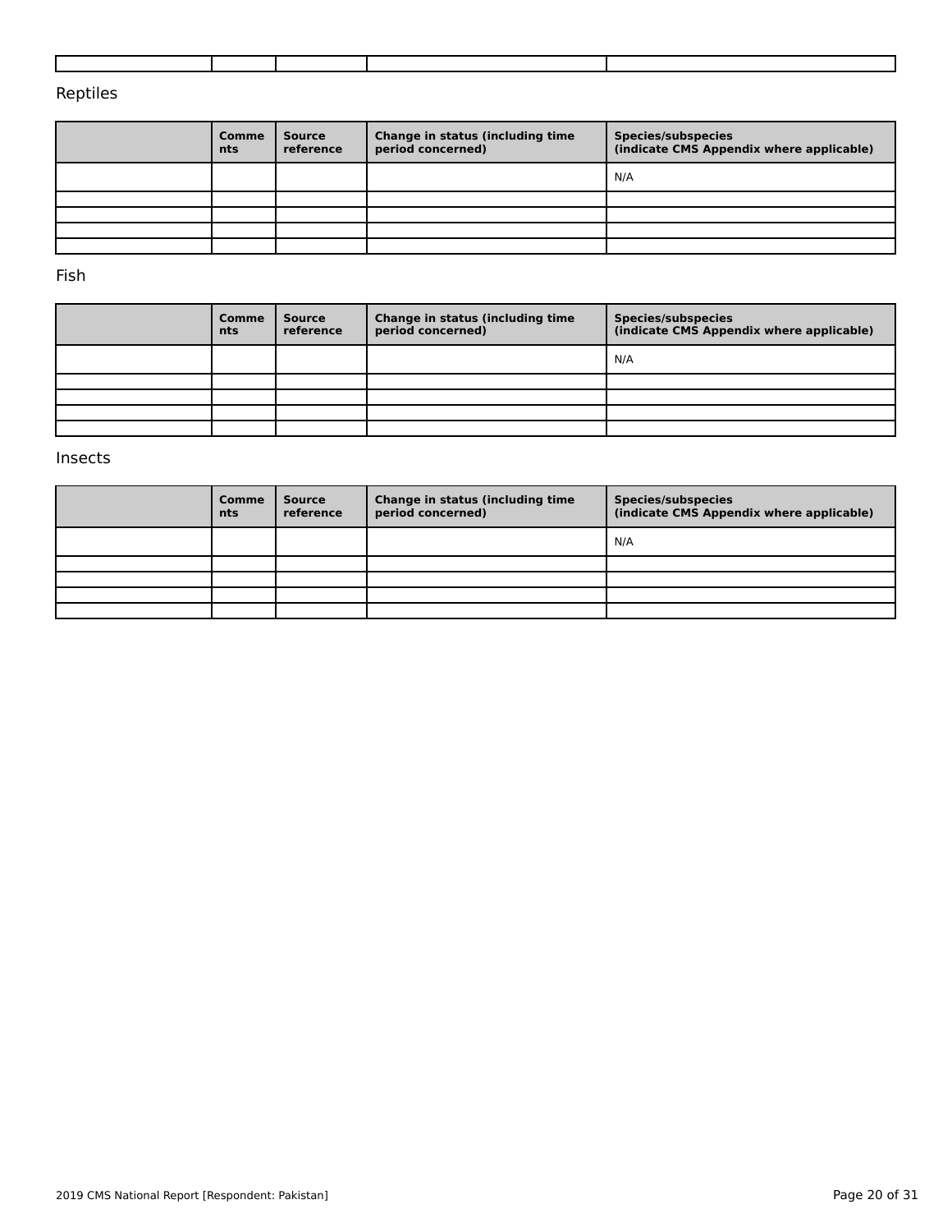| | | | | |
|---|---|---|---|---|

Reptiles

| | Comments | Source reference | Change in status (including time period concerned) | Species/subspecies (indicate CMS Appendix where applicable) |
|---|---|---|---|---|
| | | | | N/A |
| | | | | |
| | | | | |
| | | | | |
| | | | | |

Fish

| | Comments | Source reference | Change in status (including time period concerned) | Species/subspecies (indicate CMS Appendix where applicable) |
|---|---|---|---|---|
| | | | | N/A |
| | | | | |
| | | | | |
| | | | | |
| | | | | |

Insects

| | Comments | Source reference | Change in status (including time period concerned) | Species/subspecies (indicate CMS Appendix where applicable) |
|---|---|---|---|---|
| | | | | N/A |
| | | | | |
| | | | | |
| | | | | |
| | | | | |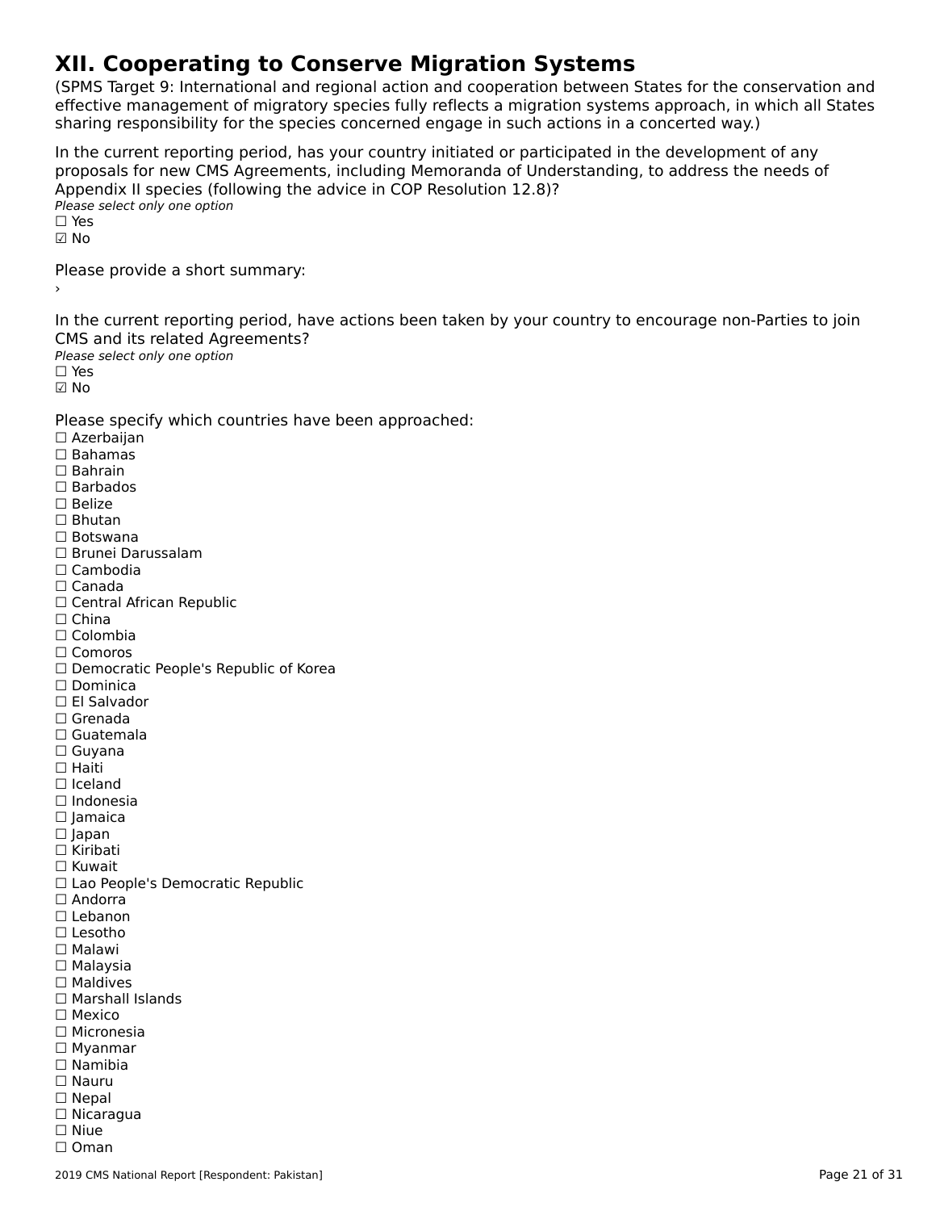# XII. Cooperating to Conserve Migration Systems

(SPMS Target 9: International and regional action and cooperation between States for the conservation and effective management of migratory species fully reflects a migration systems approach, in which all States sharing responsibility for the species concerned engage in such actions in a concerted way.)

In the current reporting period, has your country initiated or participated in the development of any proposals for new CMS Agreements, including Memoranda of Understanding, to address the needs of Appendix II species (following the advice in COP Resolution 12.8)?

*Please select only one option*

☐ Yes
☑ No

Please provide a short summary:

›

In the current reporting period, have actions been taken by your country to encourage non-Parties to join CMS and its related Agreements?

*Please select only one option*

☐ Yes
☑ No

Please specify which countries have been approached:

☐ Azerbaijan
☐ Bahamas
☐ Bahrain
☐ Barbados
☐ Belize
☐ Bhutan
☐ Botswana
☐ Brunei Darussalam
☐ Cambodia
☐ Canada
☐ Central African Republic
☐ China
☐ Colombia
☐ Comoros
☐ Democratic People's Republic of Korea
☐ Dominica
☐ El Salvador
☐ Grenada
☐ Guatemala
☐ Guyana
☐ Haiti
☐ Iceland
☐ Indonesia
☐ Jamaica
☐ Japan
☐ Kiribati
☐ Kuwait
☐ Lao People's Democratic Republic
☐ Andorra
☐ Lebanon
☐ Lesotho
☐ Malawi
☐ Malaysia
☐ Maldives
☐ Marshall Islands
☐ Mexico
☐ Micronesia
☐ Myanmar
☐ Namibia
☐ Nauru
☐ Nepal
☐ Nicaragua
☐ Niue
☐ Oman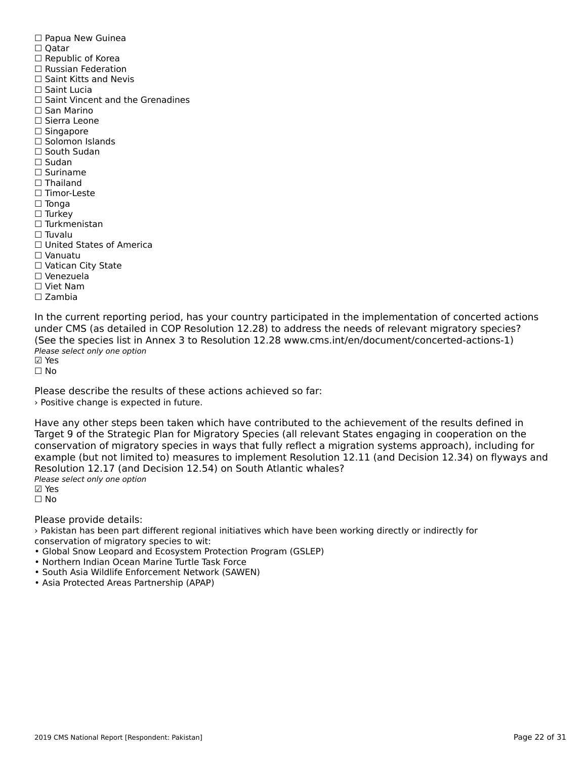☐ Papua New Guinea
☐ Qatar
☐ Republic of Korea
☐ Russian Federation
☐ Saint Kitts and Nevis
☐ Saint Lucia
☐ Saint Vincent and the Grenadines
☐ San Marino
☐ Sierra Leone
☐ Singapore
☐ Solomon Islands
☐ South Sudan
☐ Sudan
☐ Suriname
☐ Thailand
☐ Timor-Leste
☐ Tonga
☐ Turkey
☐ Turkmenistan
☐ Tuvalu
☐ United States of America
☐ Vanuatu
☐ Vatican City State
☐ Venezuela
☐ Viet Nam
☐ Zambia

In the current reporting period, has your country participated in the implementation of concerted actions under CMS (as detailed in COP Resolution 12.28) to address the needs of relevant migratory species? (See the species list in Annex 3 to Resolution 12.28 www.cms.int/en/document/concerted-actions-1)

*Please select only one option*

☑ Yes
☐ No

Please describe the results of these actions achieved so far:

› Positive change is expected in future.

Have any other steps been taken which have contributed to the achievement of the results defined in Target 9 of the Strategic Plan for Migratory Species (all relevant States engaging in cooperation on the conservation of migratory species in ways that fully reflect a migration systems approach), including for example (but not limited to) measures to implement Resolution 12.11 (and Decision 12.34) on flyways and Resolution 12.17 (and Decision 12.54) on South Atlantic whales?

*Please select only one option*

☑ Yes
☐ No

Please provide details:

› Pakistan has been part different regional initiatives which have been working directly or indirectly for conservation of migratory species to wit:

- Global Snow Leopard and Ecosystem Protection Program (GSLEP)
- Northern Indian Ocean Marine Turtle Task Force
- South Asia Wildlife Enforcement Network (SAWEN)
- Asia Protected Areas Partnership (APAP)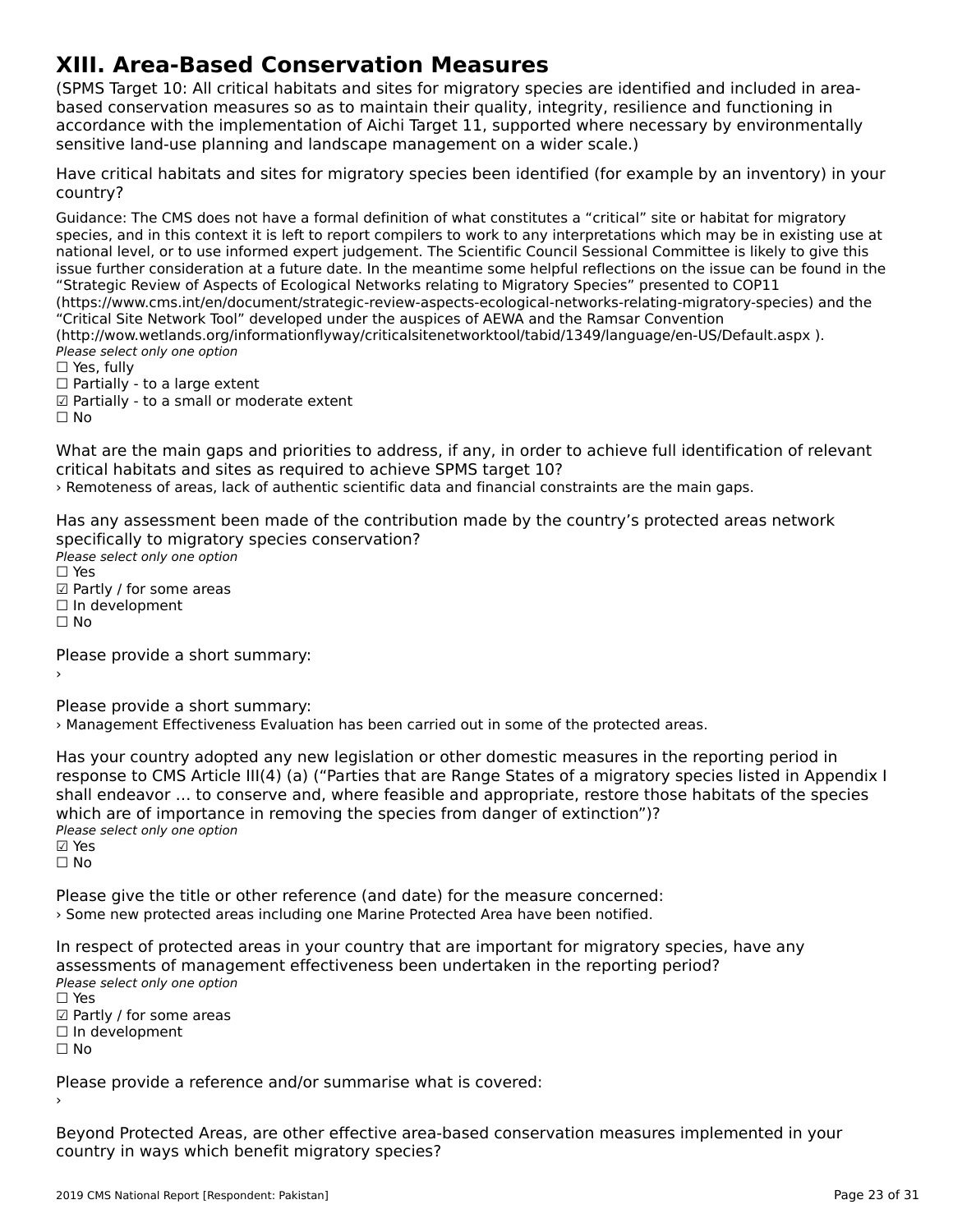# XIII. Area-Based Conservation Measures

(SPMS Target 10: All critical habitats and sites for migratory species are identified and included in area-based conservation measures so as to maintain their quality, integrity, resilience and functioning in accordance with the implementation of Aichi Target 11, supported where necessary by environmentally sensitive land-use planning and landscape management on a wider scale.)

Have critical habitats and sites for migratory species been identified (for example by an inventory) in your country?

Guidance: The CMS does not have a formal definition of what constitutes a "critical" site or habitat for migratory species, and in this context it is left to report compilers to work to any interpretations which may be in existing use at national level, or to use informed expert judgement. The Scientific Council Sessional Committee is likely to give this issue further consideration at a future date. In the meantime some helpful reflections on the issue can be found in the "Strategic Review of Aspects of Ecological Networks relating to Migratory Species" presented to COP11 (https://www.cms.int/en/document/strategic-review-aspects-ecological-networks-relating-migratory-species) and the "Critical Site Network Tool" developed under the auspices of AEWA and the Ramsar Convention (http://wow.wetlands.org/informationflyway/criticalsitenetworktool/tabid/1349/language/en-US/Default.aspx ).

*Please select only one option*

☐ Yes, fully
☐ Partially - to a large extent
☑ Partially - to a small or moderate extent
☐ No

What are the main gaps and priorities to address, if any, in order to achieve full identification of relevant critical habitats and sites as required to achieve SPMS target 10?

› Remoteness of areas, lack of authentic scientific data and financial constraints are the main gaps.

Has any assessment been made of the contribution made by the country's protected areas network specifically to migratory species conservation?

*Please select only one option*

☐ Yes
☑ Partly / for some areas
☐ In development
☐ No

Please provide a short summary:

›

Please provide a short summary:

› Management Effectiveness Evaluation has been carried out in some of the protected areas.

Has your country adopted any new legislation or other domestic measures in the reporting period in response to CMS Article III(4) (a) ("Parties that are Range States of a migratory species listed in Appendix I shall endeavor ... to conserve and, where feasible and appropriate, restore those habitats of the species which are of importance in removing the species from danger of extinction")?

*Please select only one option*

☑ Yes
☐ No

Please give the title or other reference (and date) for the measure concerned:

› Some new protected areas including one Marine Protected Area have been notified.

In respect of protected areas in your country that are important for migratory species, have any assessments of management effectiveness been undertaken in the reporting period?

*Please select only one option*

☐ Yes
☑ Partly / for some areas
☐ In development
☐ No

Please provide a reference and/or summarise what is covered:

›

Beyond Protected Areas, are other effective area-based conservation measures implemented in your country in ways which benefit migratory species?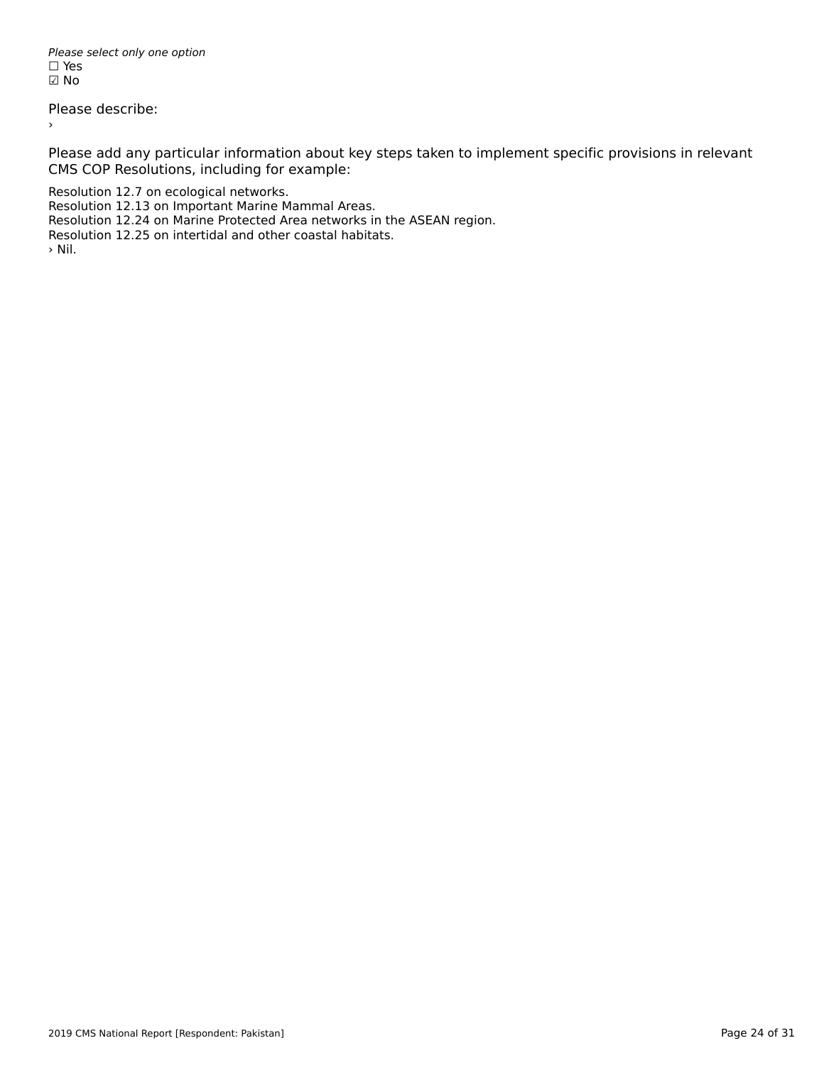*Please select only one option*
☐ Yes
☑ No

Please describe:
›

Please add any particular information about key steps taken to implement specific provisions in relevant CMS COP Resolutions, including for example:

Resolution 12.7 on ecological networks.
Resolution 12.13 on Important Marine Mammal Areas.
Resolution 12.24 on Marine Protected Area networks in the ASEAN region.
Resolution 12.25 on intertidal and other coastal habitats.
› Nil.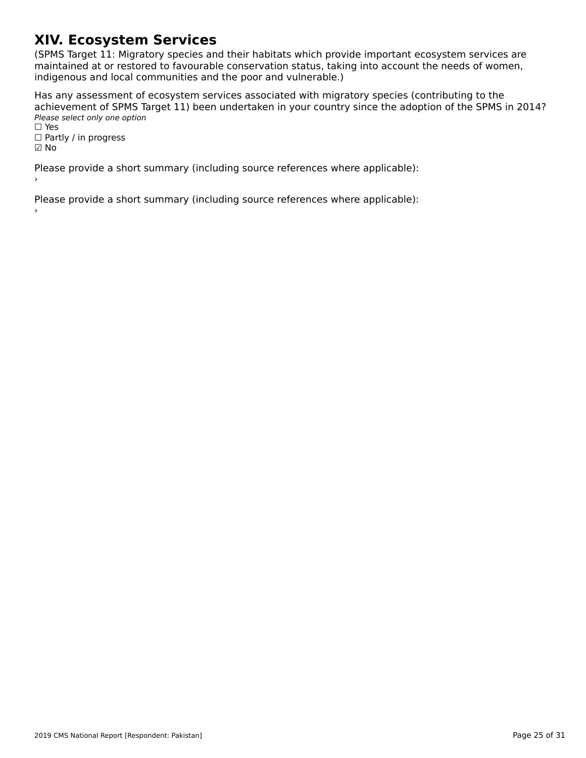# XIV. Ecosystem Services

(SPMS Target 11: Migratory species and their habitats which provide important ecosystem services are maintained at or restored to favourable conservation status, taking into account the needs of women, indigenous and local communities and the poor and vulnerable.)

Has any assessment of ecosystem services associated with migratory species (contributing to the achievement of SPMS Target 11) been undertaken in your country since the adoption of the SPMS in 2014?

*Please select only one option*

☐ Yes
☐ Partly / in progress
☑ No

Please provide a short summary (including source references where applicable):
›

Please provide a short summary (including source references where applicable):
›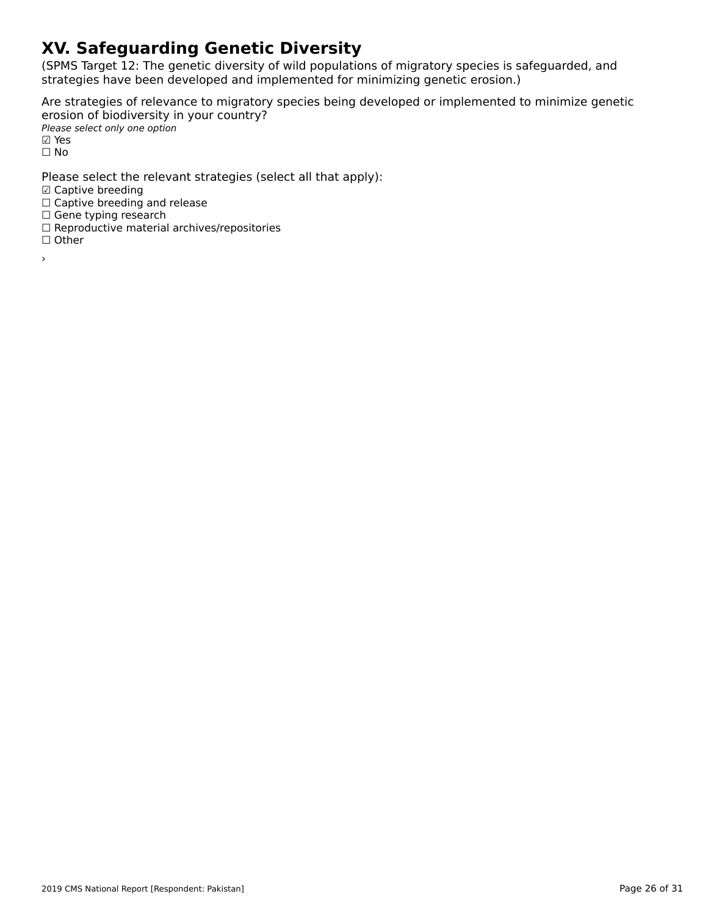# XV. Safeguarding Genetic Diversity

(SPMS Target 12: The genetic diversity of wild populations of migratory species is safeguarded, and strategies have been developed and implemented for minimizing genetic erosion.)

Are strategies of relevance to migratory species being developed or implemented to minimize genetic erosion of biodiversity in your country?

*Please select only one option*

☑ Yes
☐ No

Please select the relevant strategies (select all that apply):

☑ Captive breeding
☐ Captive breeding and release
☐ Gene typing research
☐ Reproductive material archives/repositories
☐ Other

›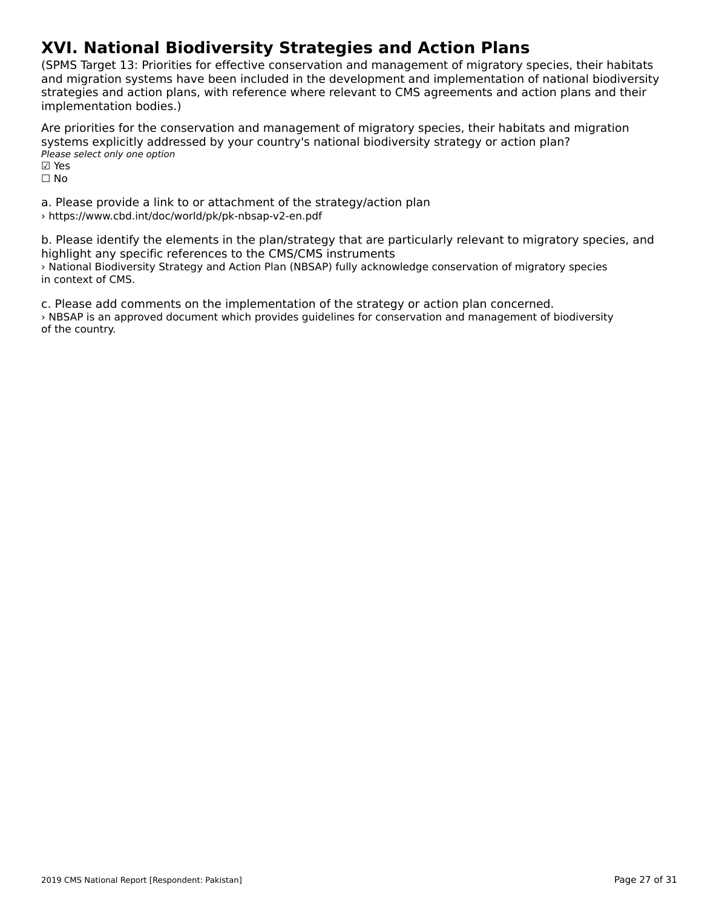# XVI. National Biodiversity Strategies and Action Plans

(SPMS Target 13: Priorities for effective conservation and management of migratory species, their habitats and migration systems have been included in the development and implementation of national biodiversity strategies and action plans, with reference where relevant to CMS agreements and action plans and their implementation bodies.)

Are priorities for the conservation and management of migratory species, their habitats and migration systems explicitly addressed by your country's national biodiversity strategy or action plan?

*Please select only one option*

☑ Yes
☐ No

a. Please provide a link to or attachment of the strategy/action plan

› https://www.cbd.int/doc/world/pk/pk-nbsap-v2-en.pdf

b. Please identify the elements in the plan/strategy that are particularly relevant to migratory species, and highlight any specific references to the CMS/CMS instruments

› National Biodiversity Strategy and Action Plan (NBSAP) fully acknowledge conservation of migratory species in context of CMS.

c. Please add comments on the implementation of the strategy or action plan concerned.

› NBSAP is an approved document which provides guidelines for conservation and management of biodiversity of the country.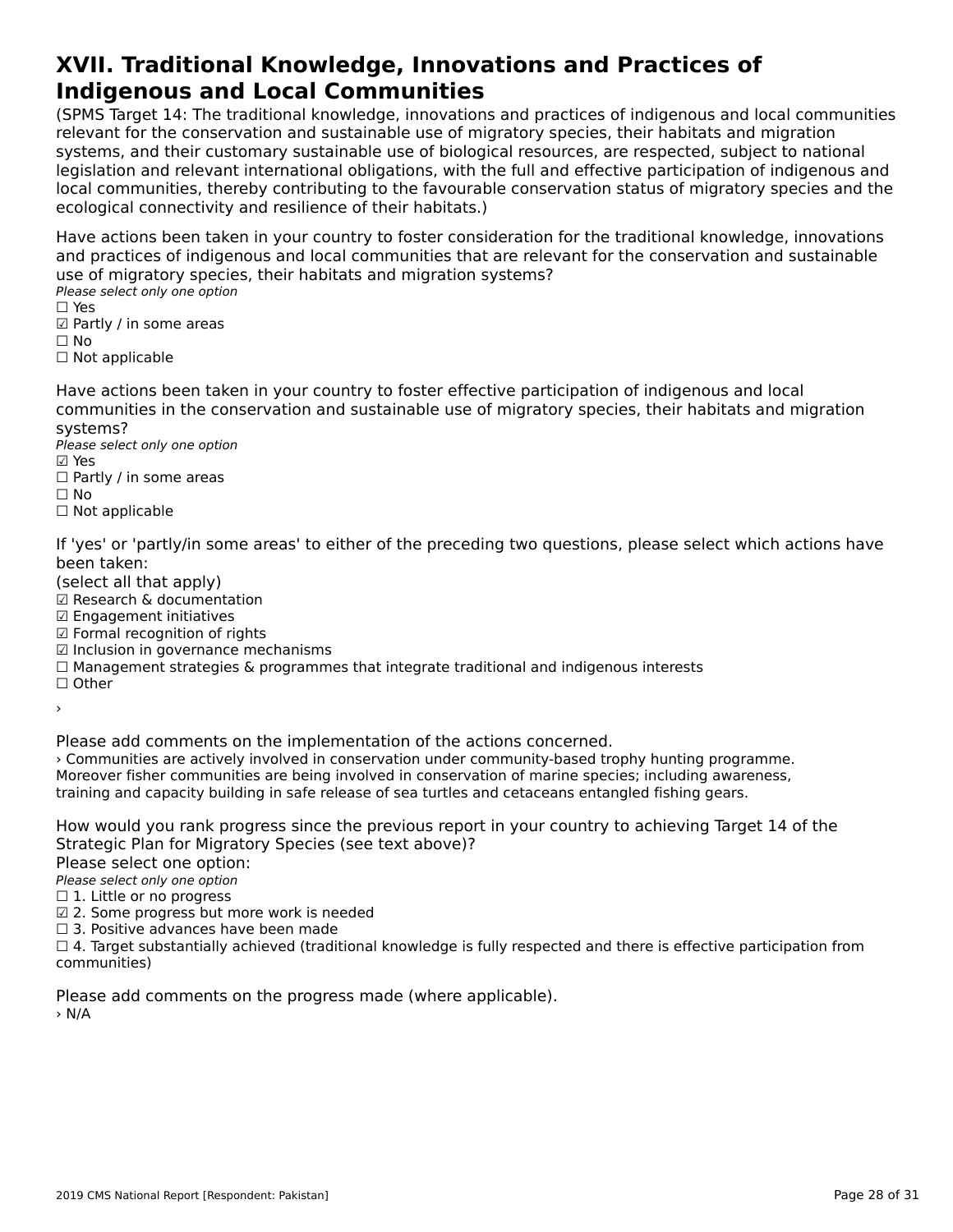# XVII. Traditional Knowledge, Innovations and Practices of Indigenous and Local Communities

(SPMS Target 14: The traditional knowledge, innovations and practices of indigenous and local communities relevant for the conservation and sustainable use of migratory species, their habitats and migration systems, and their customary sustainable use of biological resources, are respected, subject to national legislation and relevant international obligations, with the full and effective participation of indigenous and local communities, thereby contributing to the favourable conservation status of migratory species and the ecological connectivity and resilience of their habitats.)

Have actions been taken in your country to foster consideration for the traditional knowledge, innovations and practices of indigenous and local communities that are relevant for the conservation and sustainable use of migratory species, their habitats and migration systems?

*Please select only one option*

☐ Yes
☑ Partly / in some areas
☐ No
☐ Not applicable

Have actions been taken in your country to foster effective participation of indigenous and local communities in the conservation and sustainable use of migratory species, their habitats and migration systems?

*Please select only one option*

☑ Yes
☐ Partly / in some areas
☐ No
☐ Not applicable

If 'yes' or 'partly/in some areas' to either of the preceding two questions, please select which actions have been taken:

(select all that apply)

☑ Research & documentation
☑ Engagement initiatives
☑ Formal recognition of rights
☑ Inclusion in governance mechanisms
☐ Management strategies & programmes that integrate traditional and indigenous interests
☐ Other

›

Please add comments on the implementation of the actions concerned.

› Communities are actively involved in conservation under community-based trophy hunting programme. Moreover fisher communities are being involved in conservation of marine species; including awareness, training and capacity building in safe release of sea turtles and cetaceans entangled fishing gears.

How would you rank progress since the previous report in your country to achieving Target 14 of the Strategic Plan for Migratory Species (see text above)?

Please select one option:

*Please select only one option*

☐ 1. Little or no progress
☑ 2. Some progress but more work is needed
☐ 3. Positive advances have been made
☐ 4. Target substantially achieved (traditional knowledge is fully respected and there is effective participation from communities)

Please add comments on the progress made (where applicable).

› N/A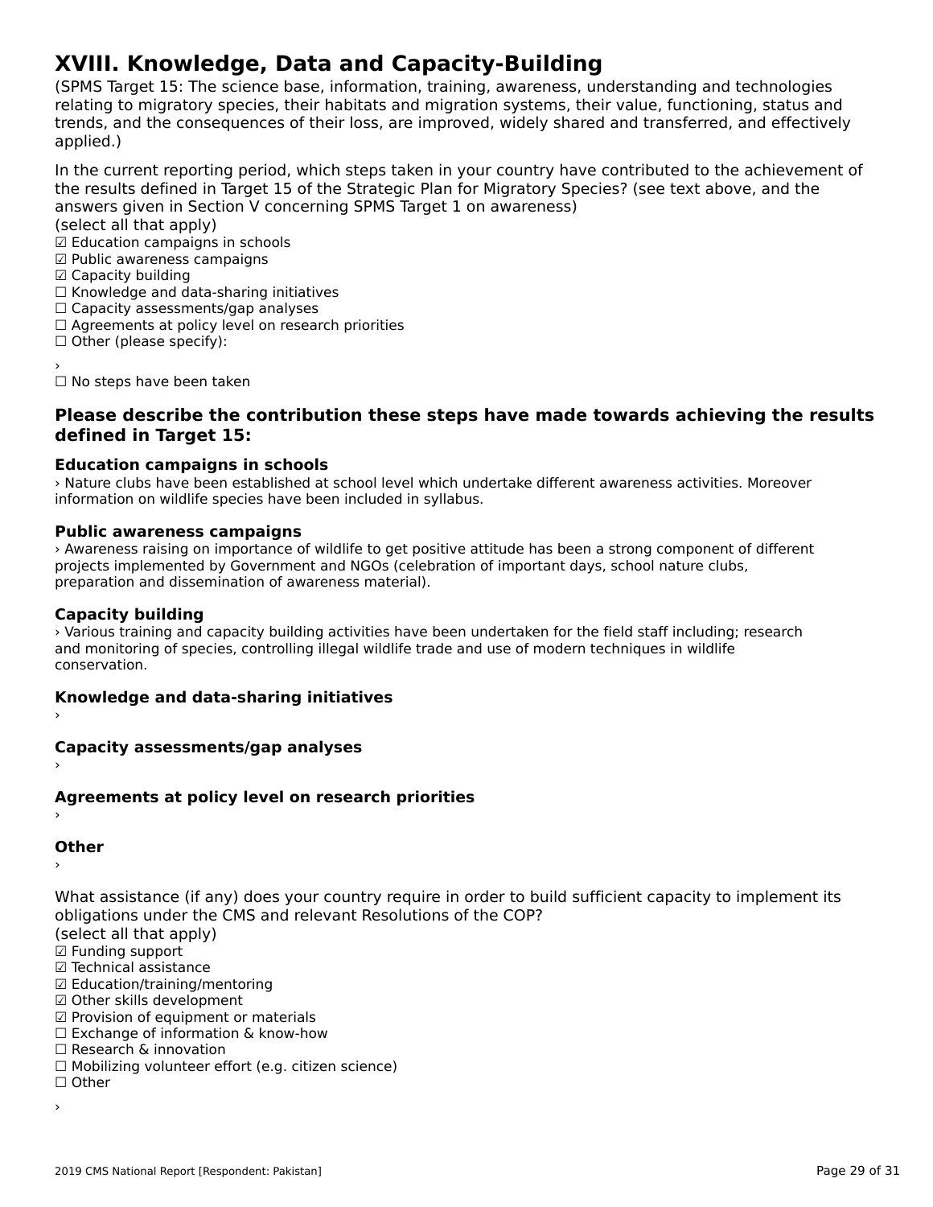# XVIII. Knowledge, Data and Capacity-Building

(SPMS Target 15: The science base, information, training, awareness, understanding and technologies relating to migratory species, their habitats and migration systems, their value, functioning, status and trends, and the consequences of their loss, are improved, widely shared and transferred, and effectively applied.)

In the current reporting period, which steps taken in your country have contributed to the achievement of the results defined in Target 15 of the Strategic Plan for Migratory Species? (see text above, and the answers given in Section V concerning SPMS Target 1 on awareness)
(select all that apply)
☑ Education campaigns in schools
☑ Public awareness campaigns
☑ Capacity building
☐ Knowledge and data-sharing initiatives
☐ Capacity assessments/gap analyses
☐ Agreements at policy level on research priorities
☐ Other (please specify):

›
☐ No steps have been taken

## Please describe the contribution these steps have made towards achieving the results defined in Target 15:

**Education campaigns in schools**
› Nature clubs have been established at school level which undertake different awareness activities. Moreover information on wildlife species have been included in syllabus.

**Public awareness campaigns**
› Awareness raising on importance of wildlife to get positive attitude has been a strong component of different projects implemented by Government and NGOs (celebration of important days, school nature clubs, preparation and dissemination of awareness material).

**Capacity building**
› Various training and capacity building activities have been undertaken for the field staff including; research and monitoring of species, controlling illegal wildlife trade and use of modern techniques in wildlife conservation.

**Knowledge and data-sharing initiatives**
›

**Capacity assessments/gap analyses**
›

**Agreements at policy level on research priorities**
›

**Other**
›

What assistance (if any) does your country require in order to build sufficient capacity to implement its obligations under the CMS and relevant Resolutions of the COP?
(select all that apply)
☑ Funding support
☑ Technical assistance
☑ Education/training/mentoring
☑ Other skills development
☑ Provision of equipment or materials
☐ Exchange of information & know-how
☐ Research & innovation
☐ Mobilizing volunteer effort (e.g. citizen science)
☐ Other

›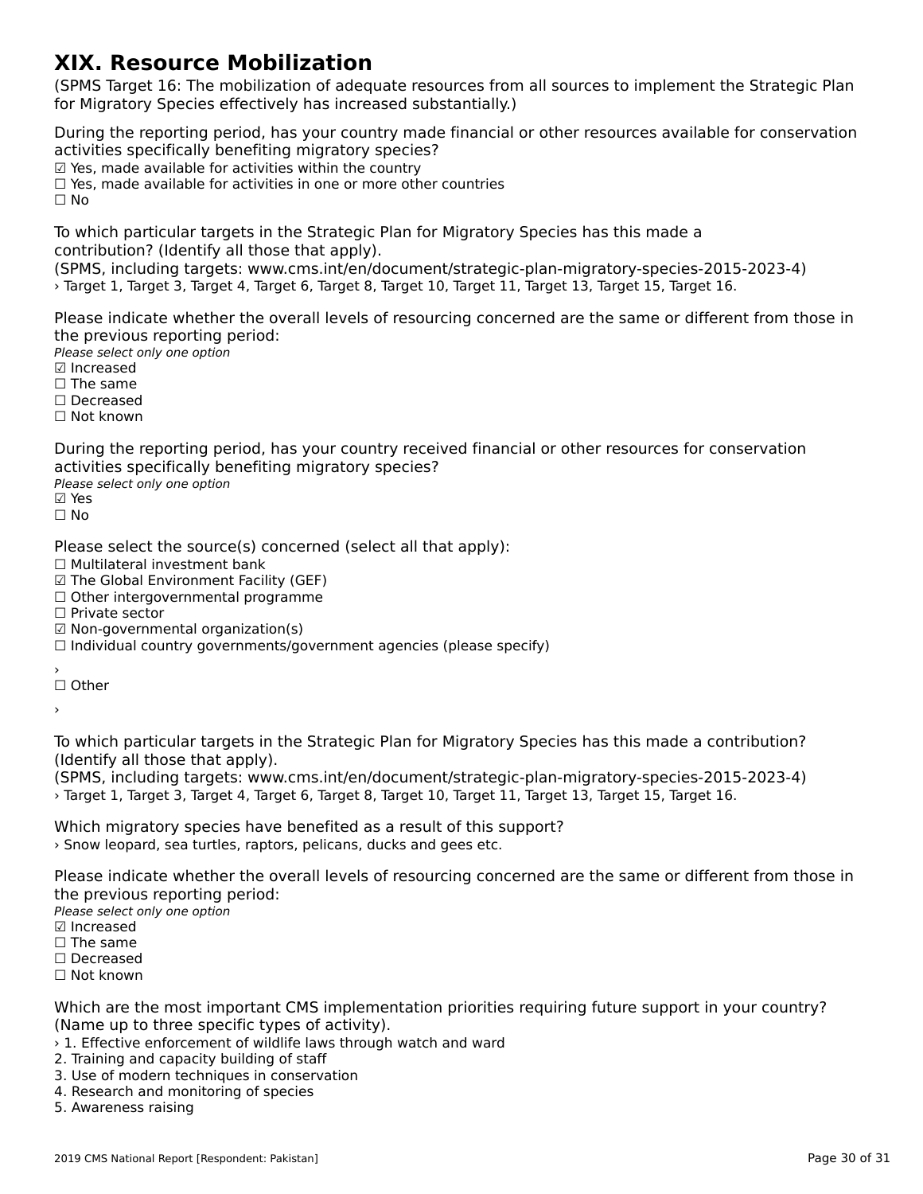# XIX. Resource Mobilization

(SPMS Target 16: The mobilization of adequate resources from all sources to implement the Strategic Plan for Migratory Species effectively has increased substantially.)

During the reporting period, has your country made financial or other resources available for conservation activities specifically benefiting migratory species?

☑ Yes, made available for activities within the country
☐ Yes, made available for activities in one or more other countries
☐ No

To which particular targets in the Strategic Plan for Migratory Species has this made a contribution? (Identify all those that apply).
(SPMS, including targets: www.cms.int/en/document/strategic-plan-migratory-species-2015-2023-4)
› Target 1, Target 3, Target 4, Target 6, Target 8, Target 10, Target 11, Target 13, Target 15, Target 16.

Please indicate whether the overall levels of resourcing concerned are the same or different from those in the previous reporting period:
*Please select only one option*
☑ Increased
☐ The same
☐ Decreased
☐ Not known

During the reporting period, has your country received financial or other resources for conservation activities specifically benefiting migratory species?
*Please select only one option*
☑ Yes
☐ No

Please select the source(s) concerned (select all that apply):
☐ Multilateral investment bank
☑ The Global Environment Facility (GEF)
☐ Other intergovernmental programme
☐ Private sector
☑ Non-governmental organization(s)
☐ Individual country governments/government agencies (please specify)
›
☐ Other
›

To which particular targets in the Strategic Plan for Migratory Species has this made a contribution? (Identify all those that apply).
(SPMS, including targets: www.cms.int/en/document/strategic-plan-migratory-species-2015-2023-4)
› Target 1, Target 3, Target 4, Target 6, Target 8, Target 10, Target 11, Target 13, Target 15, Target 16.

Which migratory species have benefited as a result of this support?
› Snow leopard, sea turtles, raptors, pelicans, ducks and gees etc.

Please indicate whether the overall levels of resourcing concerned are the same or different from those in the previous reporting period:
*Please select only one option*
☑ Increased
☐ The same
☐ Decreased
☐ Not known

Which are the most important CMS implementation priorities requiring future support in your country? (Name up to three specific types of activity).
› 1. Effective enforcement of wildlife laws through watch and ward
2. Training and capacity building of staff
3. Use of modern techniques in conservation
4. Research and monitoring of species
5. Awareness raising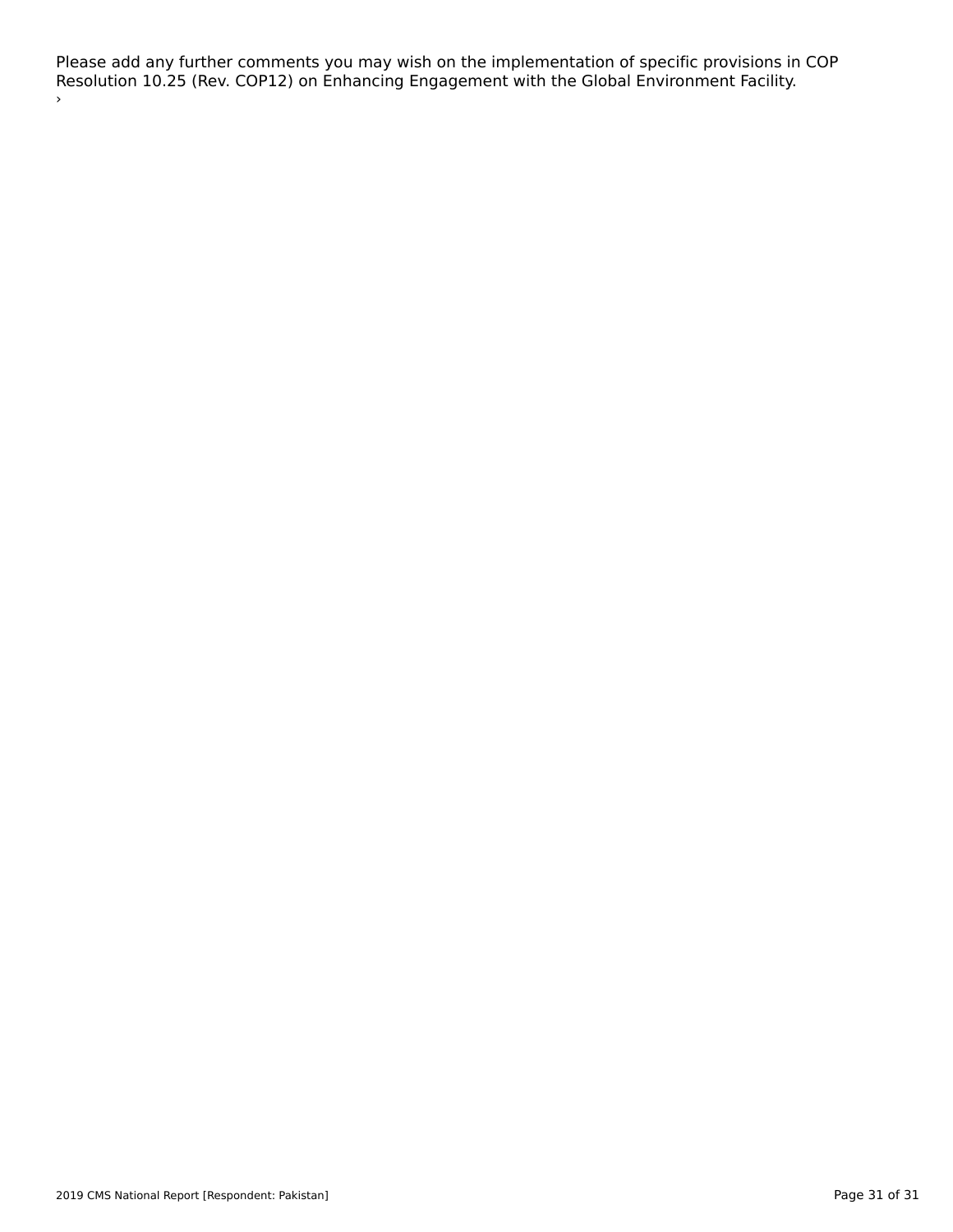Please add any further comments you may wish on the implementation of specific provisions in COP Resolution 10.25 (Rev. COP12) on Enhancing Engagement with the Global Environment Facility.
›